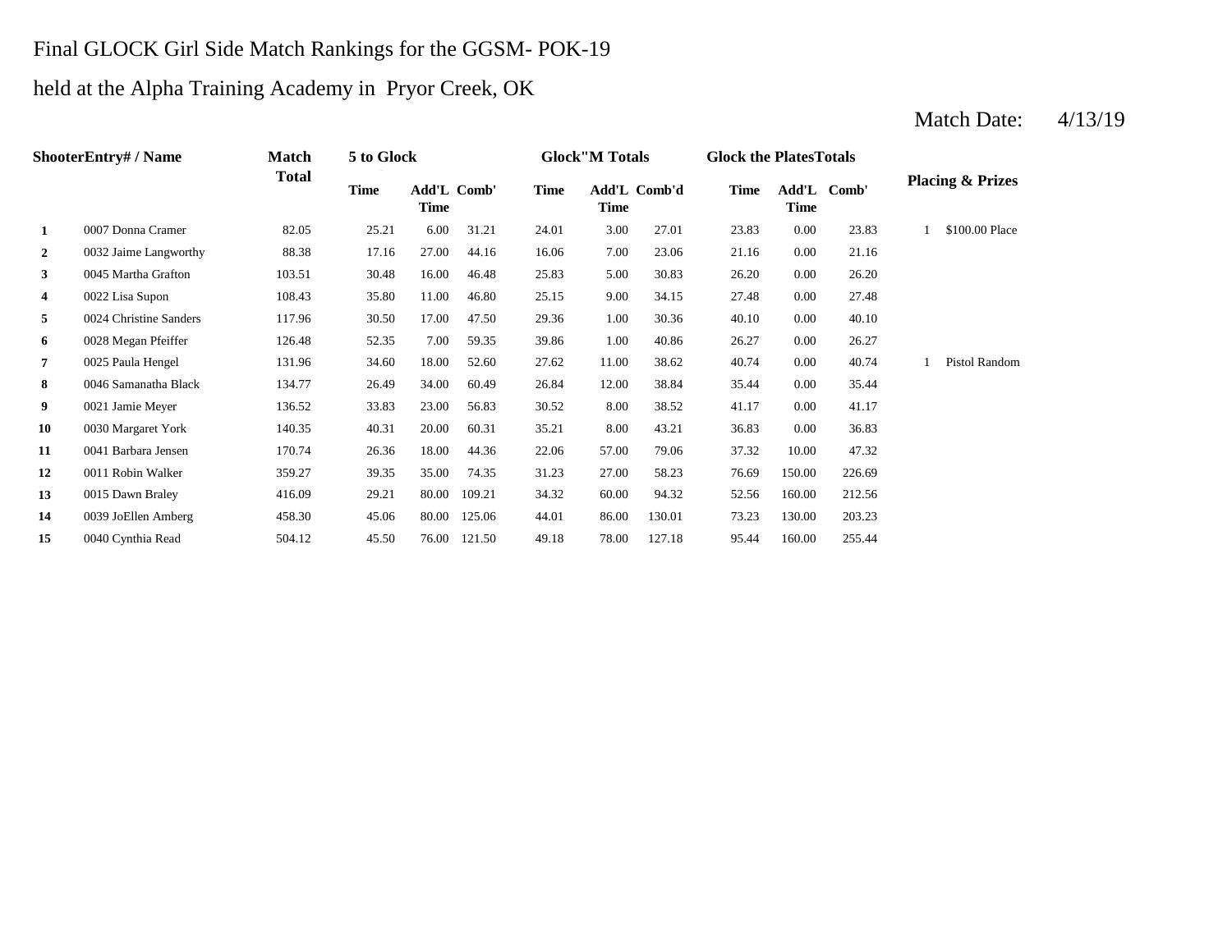Final GLOCK Girl Side Match Rankings for the GGSM- POK-19

held at the Alpha Training Academy in Pryor Creek, OK

Match Date: 4/13/19

| Shooter | Entry# / Name | Match Total | 5 to Glock | | | Glock"M Totals | | | Glock the Plates Totals | | | Placing & Prizes | |
|---|---|---|---|---|---|---|---|---|---|---|---|---|---|
| | | | Time | Add'L Time | Comb' | Time | Add'L Time | Comb'd | Time | Add'L Time | Comb' | | |
| 1 | 0007 Donna Cramer | 82.05 | 25.21 | 6.00 | 31.21 | 24.01 | 3.00 | 27.01 | 23.83 | 0.00 | 23.83 | 1 | $100.00 Place |
| 2 | 0032 Jaime Langworthy | 88.38 | 17.16 | 27.00 | 44.16 | 16.06 | 7.00 | 23.06 | 21.16 | 0.00 | 21.16 | | |
| 3 | 0045 Martha Grafton | 103.51 | 30.48 | 16.00 | 46.48 | 25.83 | 5.00 | 30.83 | 26.20 | 0.00 | 26.20 | | |
| 4 | 0022 Lisa Supon | 108.43 | 35.80 | 11.00 | 46.80 | 25.15 | 9.00 | 34.15 | 27.48 | 0.00 | 27.48 | | |
| 5 | 0024 Christine Sanders | 117.96 | 30.50 | 17.00 | 47.50 | 29.36 | 1.00 | 30.36 | 40.10 | 0.00 | 40.10 | | |
| 6 | 0028 Megan Pfeiffer | 126.48 | 52.35 | 7.00 | 59.35 | 39.86 | 1.00 | 40.86 | 26.27 | 0.00 | 26.27 | | |
| 7 | 0025 Paula Hengel | 131.96 | 34.60 | 18.00 | 52.60 | 27.62 | 11.00 | 38.62 | 40.74 | 0.00 | 40.74 | 1 | Pistol Random |
| 8 | 0046 Samanatha Black | 134.77 | 26.49 | 34.00 | 60.49 | 26.84 | 12.00 | 38.84 | 35.44 | 0.00 | 35.44 | | |
| 9 | 0021 Jamie Meyer | 136.52 | 33.83 | 23.00 | 56.83 | 30.52 | 8.00 | 38.52 | 41.17 | 0.00 | 41.17 | | |
| 10 | 0030 Margaret York | 140.35 | 40.31 | 20.00 | 60.31 | 35.21 | 8.00 | 43.21 | 36.83 | 0.00 | 36.83 | | |
| 11 | 0041 Barbara Jensen | 170.74 | 26.36 | 18.00 | 44.36 | 22.06 | 57.00 | 79.06 | 37.32 | 10.00 | 47.32 | | |
| 12 | 0011 Robin Walker | 359.27 | 39.35 | 35.00 | 74.35 | 31.23 | 27.00 | 58.23 | 76.69 | 150.00 | 226.69 | | |
| 13 | 0015 Dawn Braley | 416.09 | 29.21 | 80.00 | 109.21 | 34.32 | 60.00 | 94.32 | 52.56 | 160.00 | 212.56 | | |
| 14 | 0039 JoEllen Amberg | 458.30 | 45.06 | 80.00 | 125.06 | 44.01 | 86.00 | 130.01 | 73.23 | 130.00 | 203.23 | | |
| 15 | 0040 Cynthia Read | 504.12 | 45.50 | 76.00 | 121.50 | 49.18 | 78.00 | 127.18 | 95.44 | 160.00 | 255.44 | | |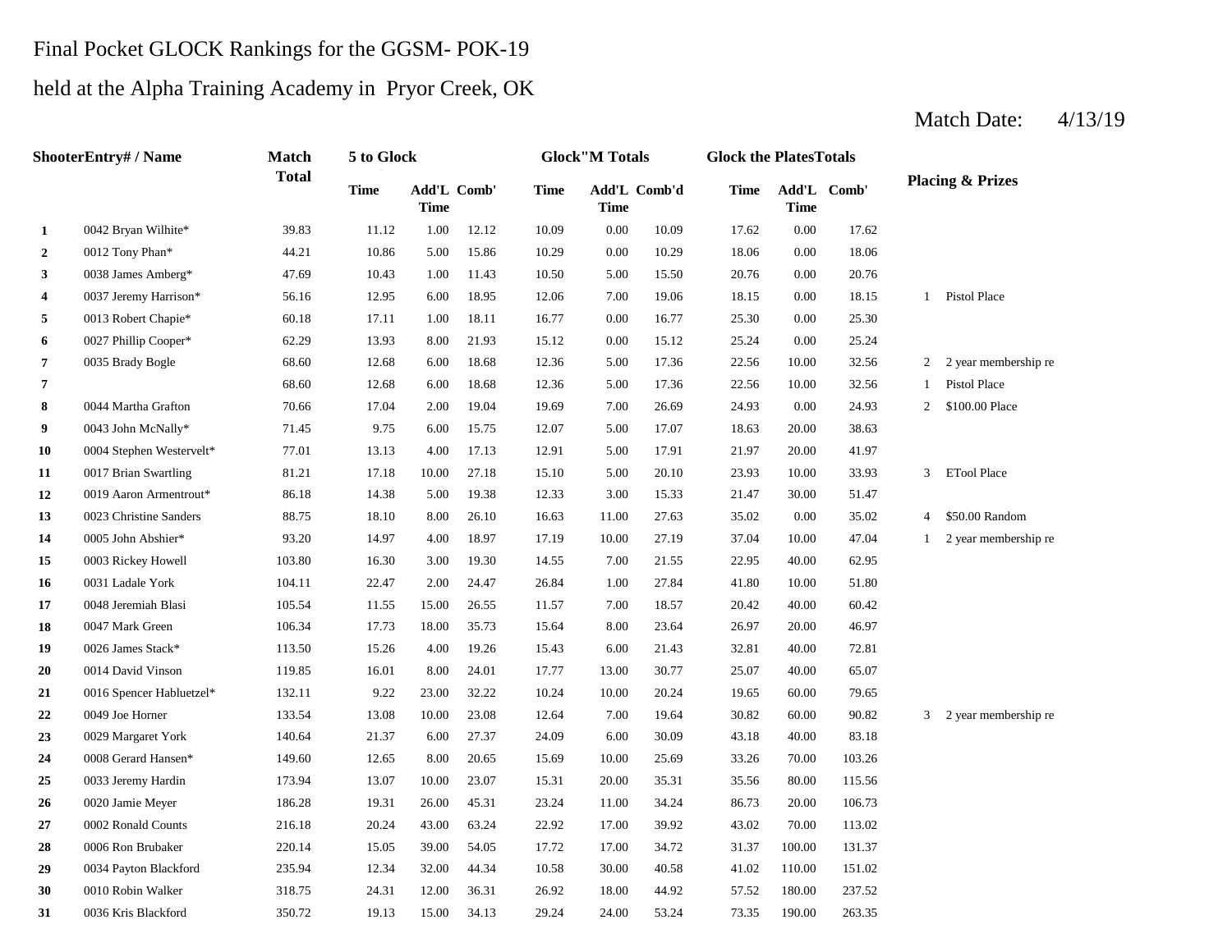Final Pocket GLOCK Rankings for the GGSM- POK-19

held at the Alpha Training Academy in Pryor Creek, OK

Match Date: 4/13/19

| Shooter | Entry# / Name | Match Total | 5 to Glock | | | Glock"M Totals | | | Glock the Plates Totals | | | Placing & Prizes | |
|---|---|---|---|---|---|---|---|---|---|---|---|---|---|
| | | | Time | Add'L Time | Comb' | Time | Add'L Time | Comb'd | Time | Add'L Time | Comb' | | |
| 1 | 0042 Bryan Wilhite* | 39.83 | 11.12 | 1.00 | 12.12 | 10.09 | 0.00 | 10.09 | 17.62 | 0.00 | 17.62 | | |
| 2 | 0012 Tony Phan* | 44.21 | 10.86 | 5.00 | 15.86 | 10.29 | 0.00 | 10.29 | 18.06 | 0.00 | 18.06 | | |
| 3 | 0038 James Amberg* | 47.69 | 10.43 | 1.00 | 11.43 | 10.50 | 5.00 | 15.50 | 20.76 | 0.00 | 20.76 | | |
| 4 | 0037 Jeremy Harrison* | 56.16 | 12.95 | 6.00 | 18.95 | 12.06 | 7.00 | 19.06 | 18.15 | 0.00 | 18.15 | 1 | Pistol Place |
| 5 | 0013 Robert Chapie* | 60.18 | 17.11 | 1.00 | 18.11 | 16.77 | 0.00 | 16.77 | 25.30 | 0.00 | 25.30 | | |
| 6 | 0027 Phillip Cooper* | 62.29 | 13.93 | 8.00 | 21.93 | 15.12 | 0.00 | 15.12 | 25.24 | 0.00 | 25.24 | | |
| 7 | 0035 Brady Bogle | 68.60 | 12.68 | 6.00 | 18.68 | 12.36 | 5.00 | 17.36 | 22.56 | 10.00 | 32.56 | 2 | 2 year membership re |
| 7 | | 68.60 | 12.68 | 6.00 | 18.68 | 12.36 | 5.00 | 17.36 | 22.56 | 10.00 | 32.56 | 1 | Pistol Place |
| 8 | 0044 Martha Grafton | 70.66 | 17.04 | 2.00 | 19.04 | 19.69 | 7.00 | 26.69 | 24.93 | 0.00 | 24.93 | 2 | $100.00 Place |
| 9 | 0043 John McNally* | 71.45 | 9.75 | 6.00 | 15.75 | 12.07 | 5.00 | 17.07 | 18.63 | 20.00 | 38.63 | | |
| 10 | 0004 Stephen Westervelt* | 77.01 | 13.13 | 4.00 | 17.13 | 12.91 | 5.00 | 17.91 | 21.97 | 20.00 | 41.97 | | |
| 11 | 0017 Brian Swartling | 81.21 | 17.18 | 10.00 | 27.18 | 15.10 | 5.00 | 20.10 | 23.93 | 10.00 | 33.93 | 3 | ETool Place |
| 12 | 0019 Aaron Armentrout* | 86.18 | 14.38 | 5.00 | 19.38 | 12.33 | 3.00 | 15.33 | 21.47 | 30.00 | 51.47 | | |
| 13 | 0023 Christine Sanders | 88.75 | 18.10 | 8.00 | 26.10 | 16.63 | 11.00 | 27.63 | 35.02 | 0.00 | 35.02 | 4 | $50.00 Random |
| 14 | 0005 John Abshier* | 93.20 | 14.97 | 4.00 | 18.97 | 17.19 | 10.00 | 27.19 | 37.04 | 10.00 | 47.04 | 1 | 2 year membership re |
| 15 | 0003 Rickey Howell | 103.80 | 16.30 | 3.00 | 19.30 | 14.55 | 7.00 | 21.55 | 22.95 | 40.00 | 62.95 | | |
| 16 | 0031 Ladale York | 104.11 | 22.47 | 2.00 | 24.47 | 26.84 | 1.00 | 27.84 | 41.80 | 10.00 | 51.80 | | |
| 17 | 0048 Jeremiah Blasi | 105.54 | 11.55 | 15.00 | 26.55 | 11.57 | 7.00 | 18.57 | 20.42 | 40.00 | 60.42 | | |
| 18 | 0047 Mark Green | 106.34 | 17.73 | 18.00 | 35.73 | 15.64 | 8.00 | 23.64 | 26.97 | 20.00 | 46.97 | | |
| 19 | 0026 James Stack* | 113.50 | 15.26 | 4.00 | 19.26 | 15.43 | 6.00 | 21.43 | 32.81 | 40.00 | 72.81 | | |
| 20 | 0014 David Vinson | 119.85 | 16.01 | 8.00 | 24.01 | 17.77 | 13.00 | 30.77 | 25.07 | 40.00 | 65.07 | | |
| 21 | 0016 Spencer Habluetzel* | 132.11 | 9.22 | 23.00 | 32.22 | 10.24 | 10.00 | 20.24 | 19.65 | 60.00 | 79.65 | | |
| 22 | 0049 Joe Horner | 133.54 | 13.08 | 10.00 | 23.08 | 12.64 | 7.00 | 19.64 | 30.82 | 60.00 | 90.82 | 3 | 2 year membership re |
| 23 | 0029 Margaret York | 140.64 | 21.37 | 6.00 | 27.37 | 24.09 | 6.00 | 30.09 | 43.18 | 40.00 | 83.18 | | |
| 24 | 0008 Gerard Hansen* | 149.60 | 12.65 | 8.00 | 20.65 | 15.69 | 10.00 | 25.69 | 33.26 | 70.00 | 103.26 | | |
| 25 | 0033 Jeremy Hardin | 173.94 | 13.07 | 10.00 | 23.07 | 15.31 | 20.00 | 35.31 | 35.56 | 80.00 | 115.56 | | |
| 26 | 0020 Jamie Meyer | 186.28 | 19.31 | 26.00 | 45.31 | 23.24 | 11.00 | 34.24 | 86.73 | 20.00 | 106.73 | | |
| 27 | 0002 Ronald Counts | 216.18 | 20.24 | 43.00 | 63.24 | 22.92 | 17.00 | 39.92 | 43.02 | 70.00 | 113.02 | | |
| 28 | 0006 Ron Brubaker | 220.14 | 15.05 | 39.00 | 54.05 | 17.72 | 17.00 | 34.72 | 31.37 | 100.00 | 131.37 | | |
| 29 | 0034 Payton Blackford | 235.94 | 12.34 | 32.00 | 44.34 | 10.58 | 30.00 | 40.58 | 41.02 | 110.00 | 151.02 | | |
| 30 | 0010 Robin Walker | 318.75 | 24.31 | 12.00 | 36.31 | 26.92 | 18.00 | 44.92 | 57.52 | 180.00 | 237.52 | | |
| 31 | 0036 Kris Blackford | 350.72 | 19.13 | 15.00 | 34.13 | 29.24 | 24.00 | 53.24 | 73.35 | 190.00 | 263.35 | | |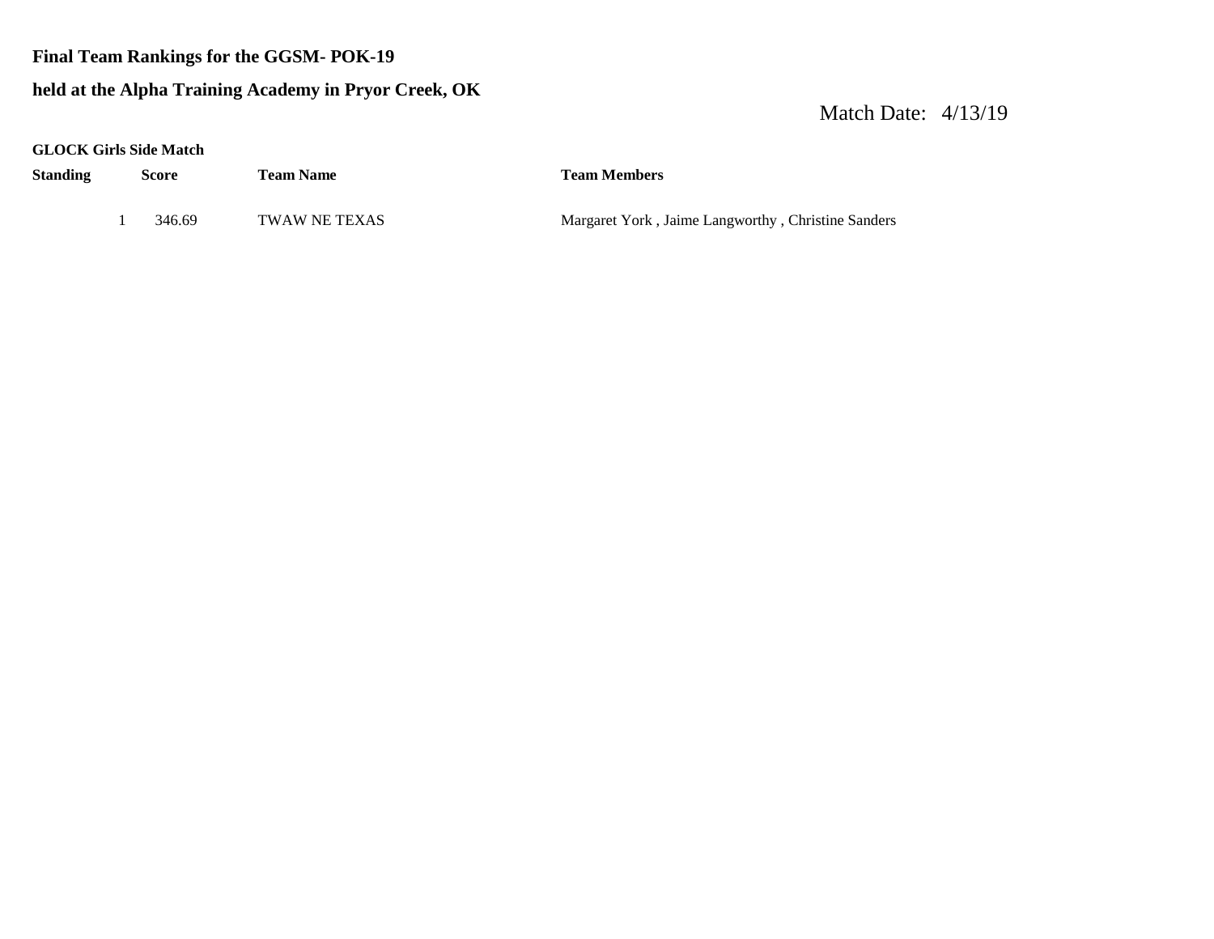**Final Team Rankings for the GGSM- POK-19**

**held at the Alpha Training Academy in Pryor Creek, OK**

Match Date: 4/13/19

**GLOCK Girls Side Match**

| Standing | Score | Team Name | Team Members |
|---|---|---|---|
| 1 | 346.69 | TWAW NE TEXAS | Margaret York , Jaime Langworthy , Christine Sanders |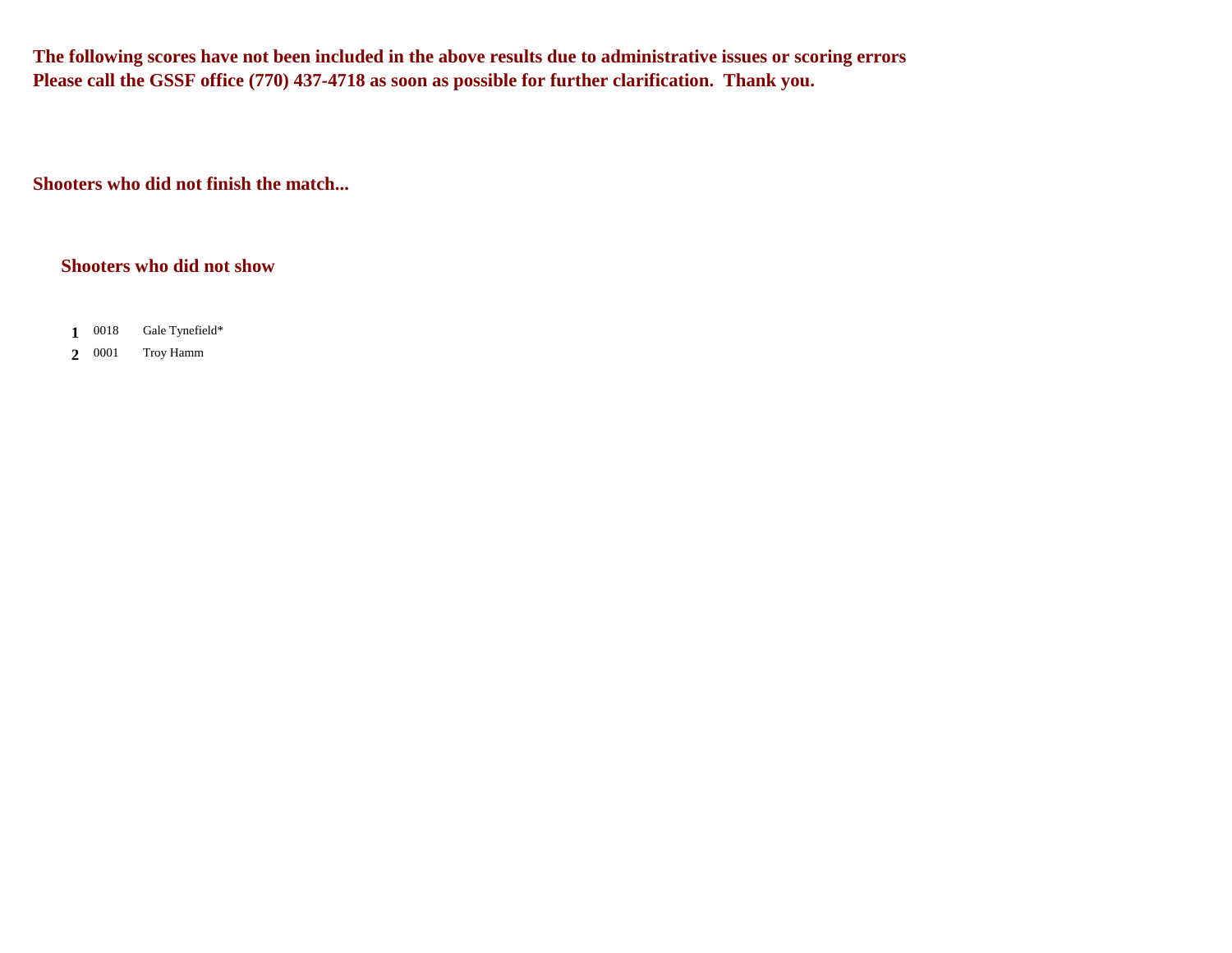**The following scores have not been included in the above results due to administrative issues or scoring errors**
**Please call the GSSF office (770) 437-4718 as soon as possible for further clarification. Thank you.**

**Shooters who did not finish the match...**

**Shooters who did not show**

| | | |
|---|---|---|
| **1** | 0018 | Gale Tynefield* |
| **2** | 0001 | Troy Hamm |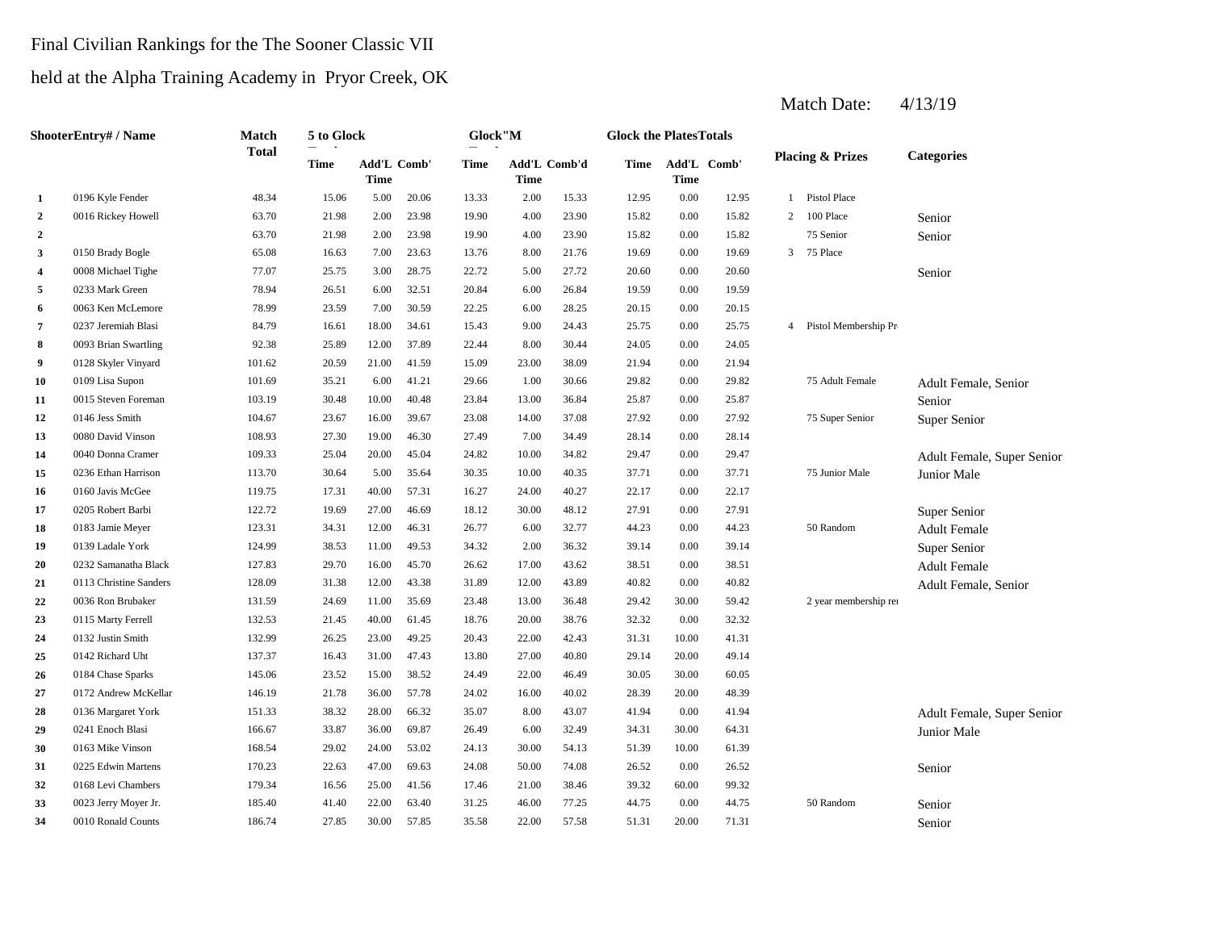Final Civilian Rankings for the The Sooner Classic VII

held at the Alpha Training Academy in Pryor Creek, OK

Match Date: 4/13/19

| Shooter | Entry# / Name | Match Total | 5 to Glock Time | Add'L Time | Comb' | Glock"M Time | Add'L Time | Comb'd | Glock the Plates Time | Add'L Time | Comb' | Placing & Prizes | | Categories |
|---|---|---|---|---|---|---|---|---|---|---|---|---|---|---|
| 1 | 0196 Kyle Fender | 48.34 | 15.06 | 5.00 | 20.06 | 13.33 | 2.00 | 15.33 | 12.95 | 0.00 | 12.95 | 1 | Pistol Place | |
| 2 | 0016 Rickey Howell | 63.70 | 21.98 | 2.00 | 23.98 | 19.90 | 4.00 | 23.90 | 15.82 | 0.00 | 15.82 | 2 | 100 Place | Senior |
| 2 | | 63.70 | 21.98 | 2.00 | 23.98 | 19.90 | 4.00 | 23.90 | 15.82 | 0.00 | 15.82 | | 75 Senior | Senior |
| 3 | 0150 Brady Bogle | 65.08 | 16.63 | 7.00 | 23.63 | 13.76 | 8.00 | 21.76 | 19.69 | 0.00 | 19.69 | 3 | 75 Place | |
| 4 | 0008 Michael Tighe | 77.07 | 25.75 | 3.00 | 28.75 | 22.72 | 5.00 | 27.72 | 20.60 | 0.00 | 20.60 | | | Senior |
| 5 | 0233 Mark Green | 78.94 | 26.51 | 6.00 | 32.51 | 20.84 | 6.00 | 26.84 | 19.59 | 0.00 | 19.59 | | | |
| 6 | 0063 Ken McLemore | 78.99 | 23.59 | 7.00 | 30.59 | 22.25 | 6.00 | 28.25 | 20.15 | 0.00 | 20.15 | | | |
| 7 | 0237 Jeremiah Blasi | 84.79 | 16.61 | 18.00 | 34.61 | 15.43 | 9.00 | 24.43 | 25.75 | 0.00 | 25.75 | 4 | Pistol Membership Pr | |
| 8 | 0093 Brian Swartling | 92.38 | 25.89 | 12.00 | 37.89 | 22.44 | 8.00 | 30.44 | 24.05 | 0.00 | 24.05 | | | |
| 9 | 0128 Skyler Vinyard | 101.62 | 20.59 | 21.00 | 41.59 | 15.09 | 23.00 | 38.09 | 21.94 | 0.00 | 21.94 | | | |
| 10 | 0109 Lisa Supon | 101.69 | 35.21 | 6.00 | 41.21 | 29.66 | 1.00 | 30.66 | 29.82 | 0.00 | 29.82 | | 75 Adult Female | Adult Female, Senior |
| 11 | 0015 Steven Foreman | 103.19 | 30.48 | 10.00 | 40.48 | 23.84 | 13.00 | 36.84 | 25.87 | 0.00 | 25.87 | | | Senior |
| 12 | 0146 Jess Smith | 104.67 | 23.67 | 16.00 | 39.67 | 23.08 | 14.00 | 37.08 | 27.92 | 0.00 | 27.92 | | 75 Super Senior | Super Senior |
| 13 | 0080 David Vinson | 108.93 | 27.30 | 19.00 | 46.30 | 27.49 | 7.00 | 34.49 | 28.14 | 0.00 | 28.14 | | | |
| 14 | 0040 Donna Cramer | 109.33 | 25.04 | 20.00 | 45.04 | 24.82 | 10.00 | 34.82 | 29.47 | 0.00 | 29.47 | | | Adult Female, Super Senior |
| 15 | 0236 Ethan Harrison | 113.70 | 30.64 | 5.00 | 35.64 | 30.35 | 10.00 | 40.35 | 37.71 | 0.00 | 37.71 | | 75 Junior Male | Junior Male |
| 16 | 0160 Javis McGee | 119.75 | 17.31 | 40.00 | 57.31 | 16.27 | 24.00 | 40.27 | 22.17 | 0.00 | 22.17 | | | |
| 17 | 0205 Robert Barbi | 122.72 | 19.69 | 27.00 | 46.69 | 18.12 | 30.00 | 48.12 | 27.91 | 0.00 | 27.91 | | | Super Senior |
| 18 | 0183 Jamie Meyer | 123.31 | 34.31 | 12.00 | 46.31 | 26.77 | 6.00 | 32.77 | 44.23 | 0.00 | 44.23 | | 50 Random | Adult Female |
| 19 | 0139 Ladale York | 124.99 | 38.53 | 11.00 | 49.53 | 34.32 | 2.00 | 36.32 | 39.14 | 0.00 | 39.14 | | | Super Senior |
| 20 | 0232 Samanatha Black | 127.83 | 29.70 | 16.00 | 45.70 | 26.62 | 17.00 | 43.62 | 38.51 | 0.00 | 38.51 | | | Adult Female |
| 21 | 0113 Christine Sanders | 128.09 | 31.38 | 12.00 | 43.38 | 31.89 | 12.00 | 43.89 | 40.82 | 0.00 | 40.82 | | | Adult Female, Senior |
| 22 | 0036 Ron Brubaker | 131.59 | 24.69 | 11.00 | 35.69 | 23.48 | 13.00 | 36.48 | 29.42 | 30.00 | 59.42 | | 2 year membership re | |
| 23 | 0115 Marty Ferrell | 132.53 | 21.45 | 40.00 | 61.45 | 18.76 | 20.00 | 38.76 | 32.32 | 0.00 | 32.32 | | | |
| 24 | 0132 Justin Smith | 132.99 | 26.25 | 23.00 | 49.25 | 20.43 | 22.00 | 42.43 | 31.31 | 10.00 | 41.31 | | | |
| 25 | 0142 Richard Uht | 137.37 | 16.43 | 31.00 | 47.43 | 13.80 | 27.00 | 40.80 | 29.14 | 20.00 | 49.14 | | | |
| 26 | 0184 Chase Sparks | 145.06 | 23.52 | 15.00 | 38.52 | 24.49 | 22.00 | 46.49 | 30.05 | 30.00 | 60.05 | | | |
| 27 | 0172 Andrew McKellar | 146.19 | 21.78 | 36.00 | 57.78 | 24.02 | 16.00 | 40.02 | 28.39 | 20.00 | 48.39 | | | |
| 28 | 0136 Margaret York | 151.33 | 38.32 | 28.00 | 66.32 | 35.07 | 8.00 | 43.07 | 41.94 | 0.00 | 41.94 | | | Adult Female, Super Senior |
| 29 | 0241 Enoch Blasi | 166.67 | 33.87 | 36.00 | 69.87 | 26.49 | 6.00 | 32.49 | 34.31 | 30.00 | 64.31 | | | Junior Male |
| 30 | 0163 Mike Vinson | 168.54 | 29.02 | 24.00 | 53.02 | 24.13 | 30.00 | 54.13 | 51.39 | 10.00 | 61.39 | | | |
| 31 | 0225 Edwin Martens | 170.23 | 22.63 | 47.00 | 69.63 | 24.08 | 50.00 | 74.08 | 26.52 | 0.00 | 26.52 | | | Senior |
| 32 | 0168 Levi Chambers | 179.34 | 16.56 | 25.00 | 41.56 | 17.46 | 21.00 | 38.46 | 39.32 | 60.00 | 99.32 | | | |
| 33 | 0023 Jerry Moyer Jr. | 185.40 | 41.40 | 22.00 | 63.40 | 31.25 | 46.00 | 77.25 | 44.75 | 0.00 | 44.75 | | 50 Random | Senior |
| 34 | 0010 Ronald Counts | 186.74 | 27.85 | 30.00 | 57.85 | 35.58 | 22.00 | 57.58 | 51.31 | 20.00 | 71.31 | | | Senior |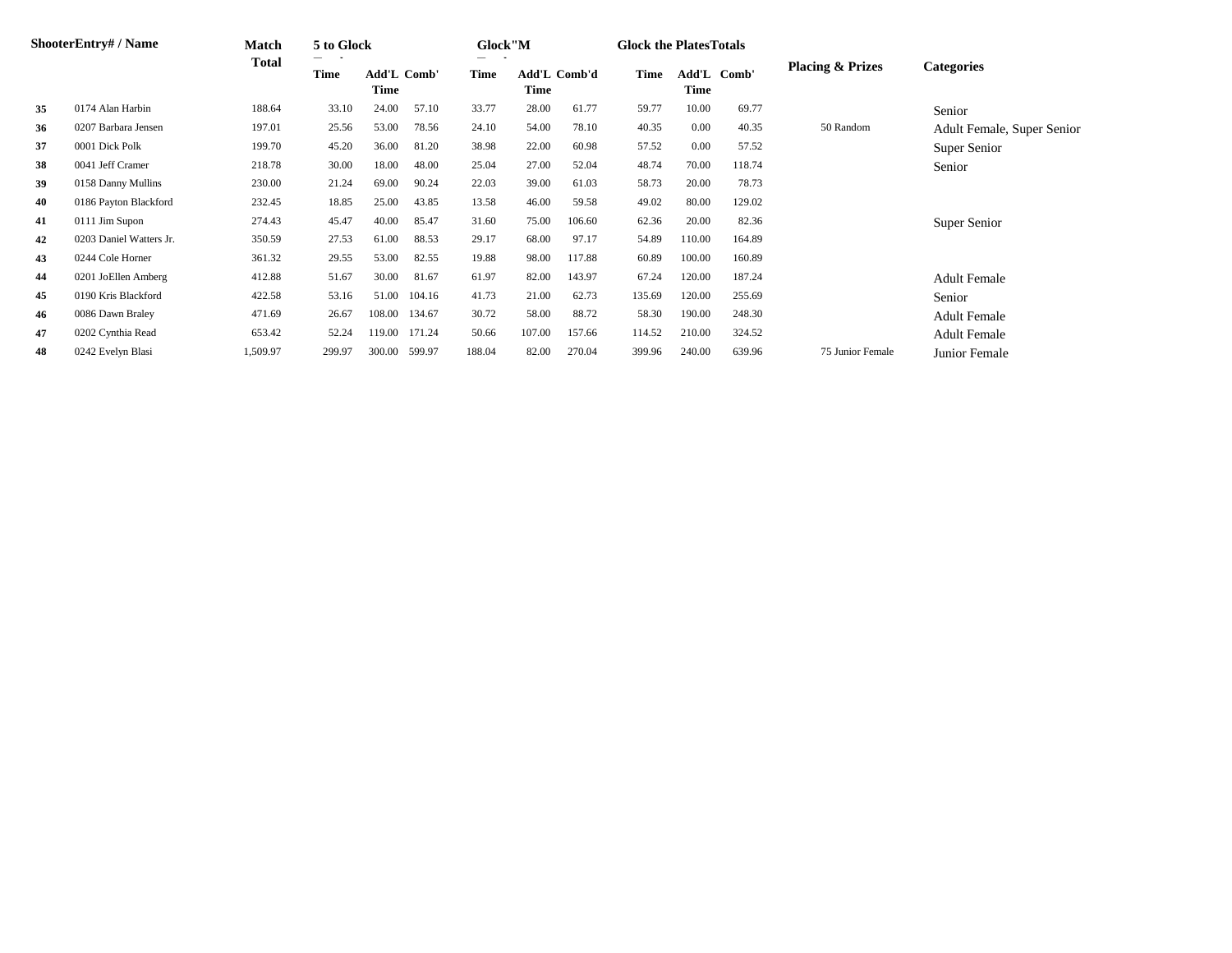| Shooter | Entry# / Name | Match Total | 5 to Glock Time | Add'L Time | Comb' | Glock"M Time | Add'L Time | Comb'd | Glock the Plates Time | Add'L Time | Comb' | Placing & Prizes | Categories |
|---|---|---|---|---|---|---|---|---|---|---|---|---|---|
| 35 | 0174 Alan Harbin | 188.64 | 33.10 | 24.00 | 57.10 | 33.77 | 28.00 | 61.77 | 59.77 | 10.00 | 69.77 | | Senior |
| 36 | 0207 Barbara Jensen | 197.01 | 25.56 | 53.00 | 78.56 | 24.10 | 54.00 | 78.10 | 40.35 | 0.00 | 40.35 | 50 Random | Adult Female, Super Senior |
| 37 | 0001 Dick Polk | 199.70 | 45.20 | 36.00 | 81.20 | 38.98 | 22.00 | 60.98 | 57.52 | 0.00 | 57.52 | | Super Senior |
| 38 | 0041 Jeff Cramer | 218.78 | 30.00 | 18.00 | 48.00 | 25.04 | 27.00 | 52.04 | 48.74 | 70.00 | 118.74 | | Senior |
| 39 | 0158 Danny Mullins | 230.00 | 21.24 | 69.00 | 90.24 | 22.03 | 39.00 | 61.03 | 58.73 | 20.00 | 78.73 | | |
| 40 | 0186 Payton Blackford | 232.45 | 18.85 | 25.00 | 43.85 | 13.58 | 46.00 | 59.58 | 49.02 | 80.00 | 129.02 | | |
| 41 | 0111 Jim Supon | 274.43 | 45.47 | 40.00 | 85.47 | 31.60 | 75.00 | 106.60 | 62.36 | 20.00 | 82.36 | | Super Senior |
| 42 | 0203 Daniel Watters Jr. | 350.59 | 27.53 | 61.00 | 88.53 | 29.17 | 68.00 | 97.17 | 54.89 | 110.00 | 164.89 | | |
| 43 | 0244 Cole Horner | 361.32 | 29.55 | 53.00 | 82.55 | 19.88 | 98.00 | 117.88 | 60.89 | 100.00 | 160.89 | | |
| 44 | 0201 JoEllen Amberg | 412.88 | 51.67 | 30.00 | 81.67 | 61.97 | 82.00 | 143.97 | 67.24 | 120.00 | 187.24 | | Adult Female |
| 45 | 0190 Kris Blackford | 422.58 | 53.16 | 51.00 | 104.16 | 41.73 | 21.00 | 62.73 | 135.69 | 120.00 | 255.69 | | Senior |
| 46 | 0086 Dawn Braley | 471.69 | 26.67 | 108.00 | 134.67 | 30.72 | 58.00 | 88.72 | 58.30 | 190.00 | 248.30 | | Adult Female |
| 47 | 0202 Cynthia Read | 653.42 | 52.24 | 119.00 | 171.24 | 50.66 | 107.00 | 157.66 | 114.52 | 210.00 | 324.52 | | Adult Female |
| 48 | 0242 Evelyn Blasi | 1,509.97 | 299.97 | 300.00 | 599.97 | 188.04 | 82.00 | 270.04 | 399.96 | 240.00 | 639.96 | 75 Junior Female | Junior Female |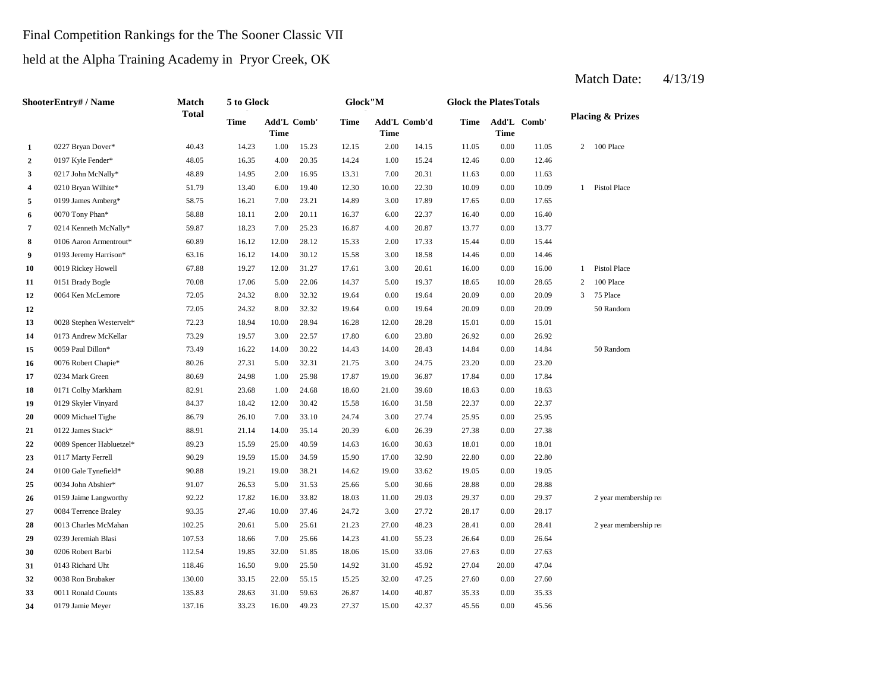Final Competition Rankings for the The Sooner Classic VII

held at the Alpha Training Academy in Pryor Creek, OK

Match Date: 4/13/19

| Shooter | Entry# / Name | Match Total | 5 to Glock Time | 5 to Glock Add'L Time | 5 to Glock Comb' | Glock"M Time | Glock"M Add'L Time | Glock"M Comb'd | Glock the Plates Time | Glock the Plates Add'L Time | Glock the Plates Comb' | Placing & Prizes | |
|---|---|---|---|---|---|---|---|---|---|---|---|---|---|
| 1 | 0227 Bryan Dover* | 40.43 | 14.23 | 1.00 | 15.23 | 12.15 | 2.00 | 14.15 | 11.05 | 0.00 | 11.05 | 2 | 100 Place |
| 2 | 0197 Kyle Fender* | 48.05 | 16.35 | 4.00 | 20.35 | 14.24 | 1.00 | 15.24 | 12.46 | 0.00 | 12.46 | | |
| 3 | 0217 John McNally* | 48.89 | 14.95 | 2.00 | 16.95 | 13.31 | 7.00 | 20.31 | 11.63 | 0.00 | 11.63 | | |
| 4 | 0210 Bryan Wilhite* | 51.79 | 13.40 | 6.00 | 19.40 | 12.30 | 10.00 | 22.30 | 10.09 | 0.00 | 10.09 | 1 | Pistol Place |
| 5 | 0199 James Amberg* | 58.75 | 16.21 | 7.00 | 23.21 | 14.89 | 3.00 | 17.89 | 17.65 | 0.00 | 17.65 | | |
| 6 | 0070 Tony Phan* | 58.88 | 18.11 | 2.00 | 20.11 | 16.37 | 6.00 | 22.37 | 16.40 | 0.00 | 16.40 | | |
| 7 | 0214 Kenneth McNally* | 59.87 | 18.23 | 7.00 | 25.23 | 16.87 | 4.00 | 20.87 | 13.77 | 0.00 | 13.77 | | |
| 8 | 0106 Aaron Armentrout* | 60.89 | 16.12 | 12.00 | 28.12 | 15.33 | 2.00 | 17.33 | 15.44 | 0.00 | 15.44 | | |
| 9 | 0193 Jeremy Harrison* | 63.16 | 16.12 | 14.00 | 30.12 | 15.58 | 3.00 | 18.58 | 14.46 | 0.00 | 14.46 | | |
| 10 | 0019 Rickey Howell | 67.88 | 19.27 | 12.00 | 31.27 | 17.61 | 3.00 | 20.61 | 16.00 | 0.00 | 16.00 | 1 | Pistol Place |
| 11 | 0151 Brady Bogle | 70.08 | 17.06 | 5.00 | 22.06 | 14.37 | 5.00 | 19.37 | 18.65 | 10.00 | 28.65 | 2 | 100 Place |
| 12 | 0064 Ken McLemore | 72.05 | 24.32 | 8.00 | 32.32 | 19.64 | 0.00 | 19.64 | 20.09 | 0.00 | 20.09 | 3 | 75 Place |
| 12 | | 72.05 | 24.32 | 8.00 | 32.32 | 19.64 | 0.00 | 19.64 | 20.09 | 0.00 | 20.09 | | 50 Random |
| 13 | 0028 Stephen Westervelt* | 72.23 | 18.94 | 10.00 | 28.94 | 16.28 | 12.00 | 28.28 | 15.01 | 0.00 | 15.01 | | |
| 14 | 0173 Andrew McKellar | 73.29 | 19.57 | 3.00 | 22.57 | 17.80 | 6.00 | 23.80 | 26.92 | 0.00 | 26.92 | | |
| 15 | 0059 Paul Dillon* | 73.49 | 16.22 | 14.00 | 30.22 | 14.43 | 14.00 | 28.43 | 14.84 | 0.00 | 14.84 | | 50 Random |
| 16 | 0076 Robert Chapie* | 80.26 | 27.31 | 5.00 | 32.31 | 21.75 | 3.00 | 24.75 | 23.20 | 0.00 | 23.20 | | |
| 17 | 0234 Mark Green | 80.69 | 24.98 | 1.00 | 25.98 | 17.87 | 19.00 | 36.87 | 17.84 | 0.00 | 17.84 | | |
| 18 | 0171 Colby Markham | 82.91 | 23.68 | 1.00 | 24.68 | 18.60 | 21.00 | 39.60 | 18.63 | 0.00 | 18.63 | | |
| 19 | 0129 Skyler Vinyard | 84.37 | 18.42 | 12.00 | 30.42 | 15.58 | 16.00 | 31.58 | 22.37 | 0.00 | 22.37 | | |
| 20 | 0009 Michael Tighe | 86.79 | 26.10 | 7.00 | 33.10 | 24.74 | 3.00 | 27.74 | 25.95 | 0.00 | 25.95 | | |
| 21 | 0122 James Stack* | 88.91 | 21.14 | 14.00 | 35.14 | 20.39 | 6.00 | 26.39 | 27.38 | 0.00 | 27.38 | | |
| 22 | 0089 Spencer Habluetzel* | 89.23 | 15.59 | 25.00 | 40.59 | 14.63 | 16.00 | 30.63 | 18.01 | 0.00 | 18.01 | | |
| 23 | 0117 Marty Ferrell | 90.29 | 19.59 | 15.00 | 34.59 | 15.90 | 17.00 | 32.90 | 22.80 | 0.00 | 22.80 | | |
| 24 | 0100 Gale Tynefield* | 90.88 | 19.21 | 19.00 | 38.21 | 14.62 | 19.00 | 33.62 | 19.05 | 0.00 | 19.05 | | |
| 25 | 0034 John Abshier* | 91.07 | 26.53 | 5.00 | 31.53 | 25.66 | 5.00 | 30.66 | 28.88 | 0.00 | 28.88 | | |
| 26 | 0159 Jaime Langworthy | 92.22 | 17.82 | 16.00 | 33.82 | 18.03 | 11.00 | 29.03 | 29.37 | 0.00 | 29.37 | | 2 year membership re |
| 27 | 0084 Terrence Braley | 93.35 | 27.46 | 10.00 | 37.46 | 24.72 | 3.00 | 27.72 | 28.17 | 0.00 | 28.17 | | |
| 28 | 0013 Charles McMahan | 102.25 | 20.61 | 5.00 | 25.61 | 21.23 | 27.00 | 48.23 | 28.41 | 0.00 | 28.41 | | 2 year membership re |
| 29 | 0239 Jeremiah Blasi | 107.53 | 18.66 | 7.00 | 25.66 | 14.23 | 41.00 | 55.23 | 26.64 | 0.00 | 26.64 | | |
| 30 | 0206 Robert Barbi | 112.54 | 19.85 | 32.00 | 51.85 | 18.06 | 15.00 | 33.06 | 27.63 | 0.00 | 27.63 | | |
| 31 | 0143 Richard Uht | 118.46 | 16.50 | 9.00 | 25.50 | 14.92 | 31.00 | 45.92 | 27.04 | 20.00 | 47.04 | | |
| 32 | 0038 Ron Brubaker | 130.00 | 33.15 | 22.00 | 55.15 | 15.25 | 32.00 | 47.25 | 27.60 | 0.00 | 27.60 | | |
| 33 | 0011 Ronald Counts | 135.83 | 28.63 | 31.00 | 59.63 | 26.87 | 14.00 | 40.87 | 35.33 | 0.00 | 35.33 | | |
| 34 | 0179 Jamie Meyer | 137.16 | 33.23 | 16.00 | 49.23 | 27.37 | 15.00 | 42.37 | 45.56 | 0.00 | 45.56 | | |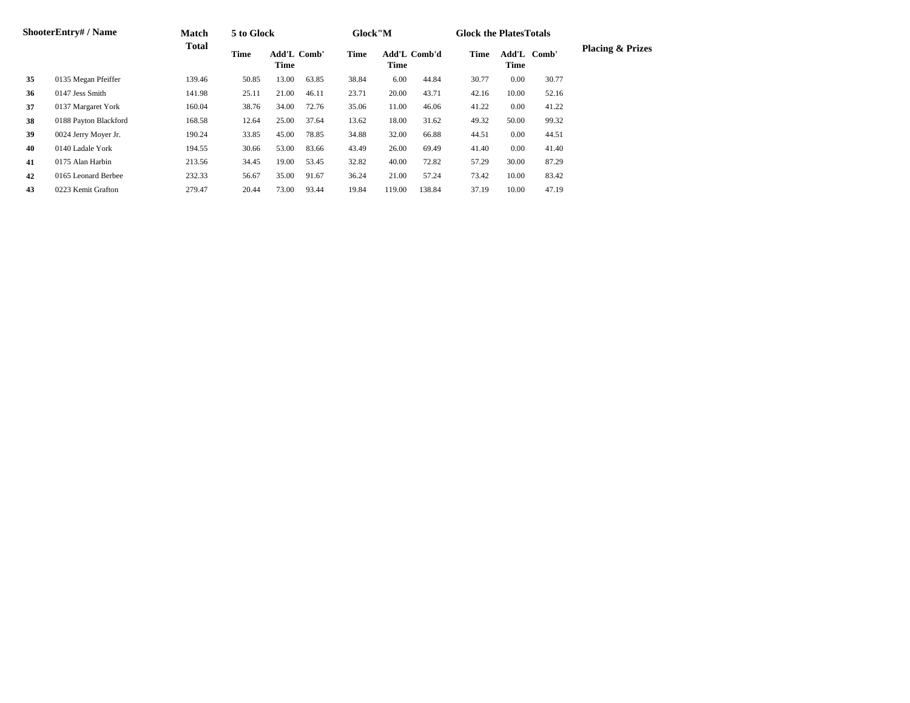| Shooter | Entry# / Name | Match Total | 5 to Glock | | | Glock"M | | | Glock the Plates | | | Totals | Placing & Prizes |
|---|---|---|---|---|---|---|---|---|---|---|---|---|---|
| | | | Time | Add'L Time | Comb' | Time | Add'L Time | Comb'd | Time | Add'L Time | Comb' | | |
| **35** | 0135 Megan Pfeiffer | 139.46 | 50.85 | 13.00 | 63.85 | 38.84 | 6.00 | 44.84 | 30.77 | 0.00 | 30.77 | | |
| **36** | 0147 Jess Smith | 141.98 | 25.11 | 21.00 | 46.11 | 23.71 | 20.00 | 43.71 | 42.16 | 10.00 | 52.16 | | |
| **37** | 0137 Margaret York | 160.04 | 38.76 | 34.00 | 72.76 | 35.06 | 11.00 | 46.06 | 41.22 | 0.00 | 41.22 | | |
| **38** | 0188 Payton Blackford | 168.58 | 12.64 | 25.00 | 37.64 | 13.62 | 18.00 | 31.62 | 49.32 | 50.00 | 99.32 | | |
| **39** | 0024 Jerry Moyer Jr. | 190.24 | 33.85 | 45.00 | 78.85 | 34.88 | 32.00 | 66.88 | 44.51 | 0.00 | 44.51 | | |
| **40** | 0140 Ladale York | 194.55 | 30.66 | 53.00 | 83.66 | 43.49 | 26.00 | 69.49 | 41.40 | 0.00 | 41.40 | | |
| **41** | 0175 Alan Harbin | 213.56 | 34.45 | 19.00 | 53.45 | 32.82 | 40.00 | 72.82 | 57.29 | 30.00 | 87.29 | | |
| **42** | 0165 Leonard Berbee | 232.33 | 56.67 | 35.00 | 91.67 | 36.24 | 21.00 | 57.24 | 73.42 | 10.00 | 83.42 | | |
| **43** | 0223 Kemit Grafton | 279.47 | 20.44 | 73.00 | 93.44 | 19.84 | 119.00 | 138.84 | 37.19 | 10.00 | 47.19 | | |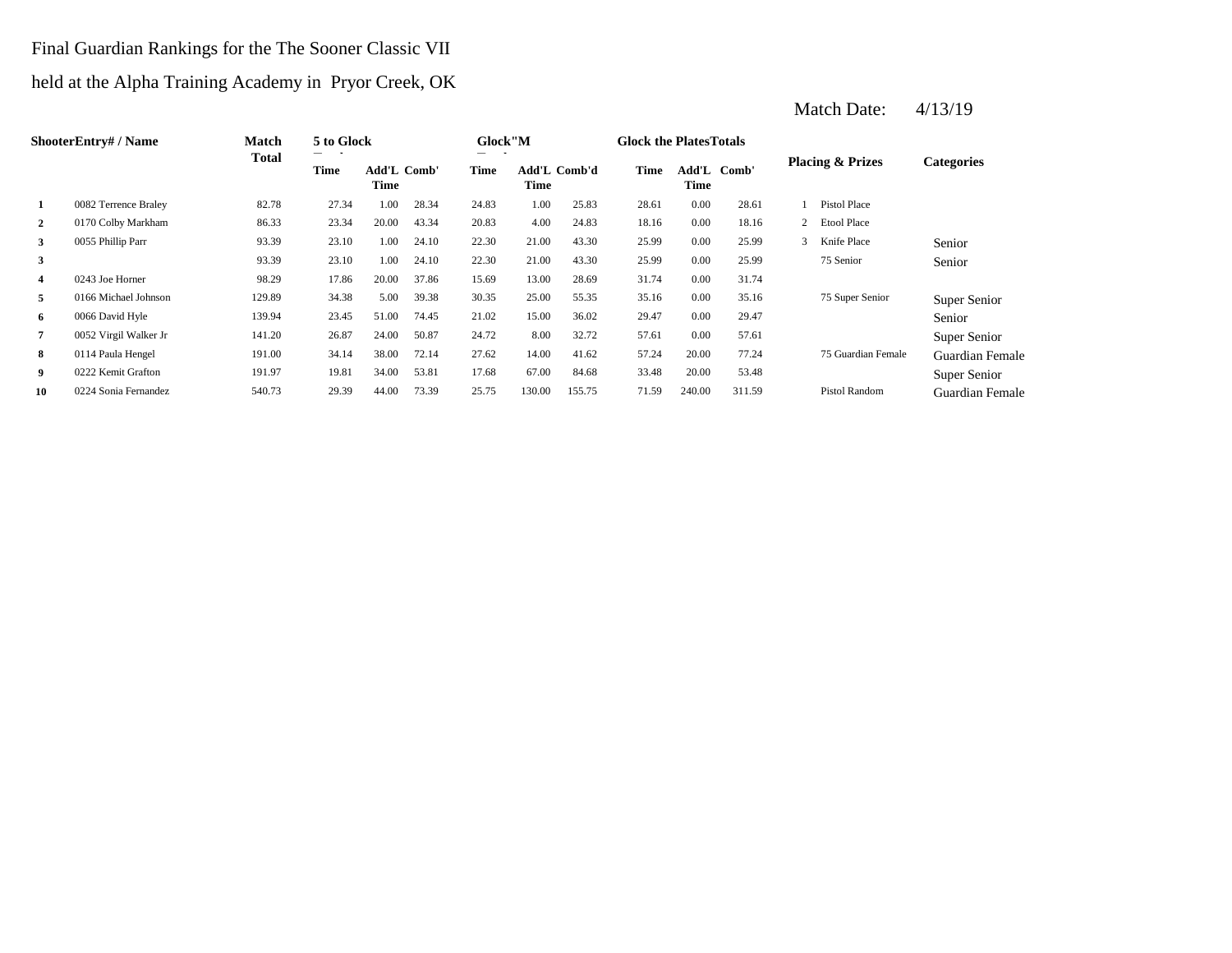Final Guardian Rankings for the The Sooner Classic VII

held at the Alpha Training Academy in Pryor Creek, OK

Match Date: 4/13/19

| Shooter | Entry# / Name | Match Total | 5 to Glock | | | Glock"M | | | Glock the Plates | | | Totals | | Categories |
|---|---|---|---|---|---|---|---|---|---|---|---|---|---|---|
| | | | Time | Add'L Time | Comb' | Time | Add'L Time | Comb'd | Time | Add'L Time | Comb' | Placing & Prizes | | |
| 1 | 0082 Terrence Braley | 82.78 | 27.34 | 1.00 | 28.34 | 24.83 | 1.00 | 25.83 | 28.61 | 0.00 | 28.61 | 1 | Pistol Place | |
| 2 | 0170 Colby Markham | 86.33 | 23.34 | 20.00 | 43.34 | 20.83 | 4.00 | 24.83 | 18.16 | 0.00 | 18.16 | 2 | Etool Place | |
| 3 | 0055 Phillip Parr | 93.39 | 23.10 | 1.00 | 24.10 | 22.30 | 21.00 | 43.30 | 25.99 | 0.00 | 25.99 | 3 | Knife Place | Senior |
| 3 | | 93.39 | 23.10 | 1.00 | 24.10 | 22.30 | 21.00 | 43.30 | 25.99 | 0.00 | 25.99 | | 75 Senior | Senior |
| 4 | 0243 Joe Horner | 98.29 | 17.86 | 20.00 | 37.86 | 15.69 | 13.00 | 28.69 | 31.74 | 0.00 | 31.74 | | | |
| 5 | 0166 Michael Johnson | 129.89 | 34.38 | 5.00 | 39.38 | 30.35 | 25.00 | 55.35 | 35.16 | 0.00 | 35.16 | | 75 Super Senior | Super Senior |
| 6 | 0066 David Hyle | 139.94 | 23.45 | 51.00 | 74.45 | 21.02 | 15.00 | 36.02 | 29.47 | 0.00 | 29.47 | | | Senior |
| 7 | 0052 Virgil Walker Jr | 141.20 | 26.87 | 24.00 | 50.87 | 24.72 | 8.00 | 32.72 | 57.61 | 0.00 | 57.61 | | | Super Senior |
| 8 | 0114 Paula Hengel | 191.00 | 34.14 | 38.00 | 72.14 | 27.62 | 14.00 | 41.62 | 57.24 | 20.00 | 77.24 | | 75 Guardian Female | Guardian Female |
| 9 | 0222 Kemit Grafton | 191.97 | 19.81 | 34.00 | 53.81 | 17.68 | 67.00 | 84.68 | 33.48 | 20.00 | 53.48 | | | Super Senior |
| 10 | 0224 Sonia Fernandez | 540.73 | 29.39 | 44.00 | 73.39 | 25.75 | 130.00 | 155.75 | 71.59 | 240.00 | 311.59 | | Pistol Random | Guardian Female |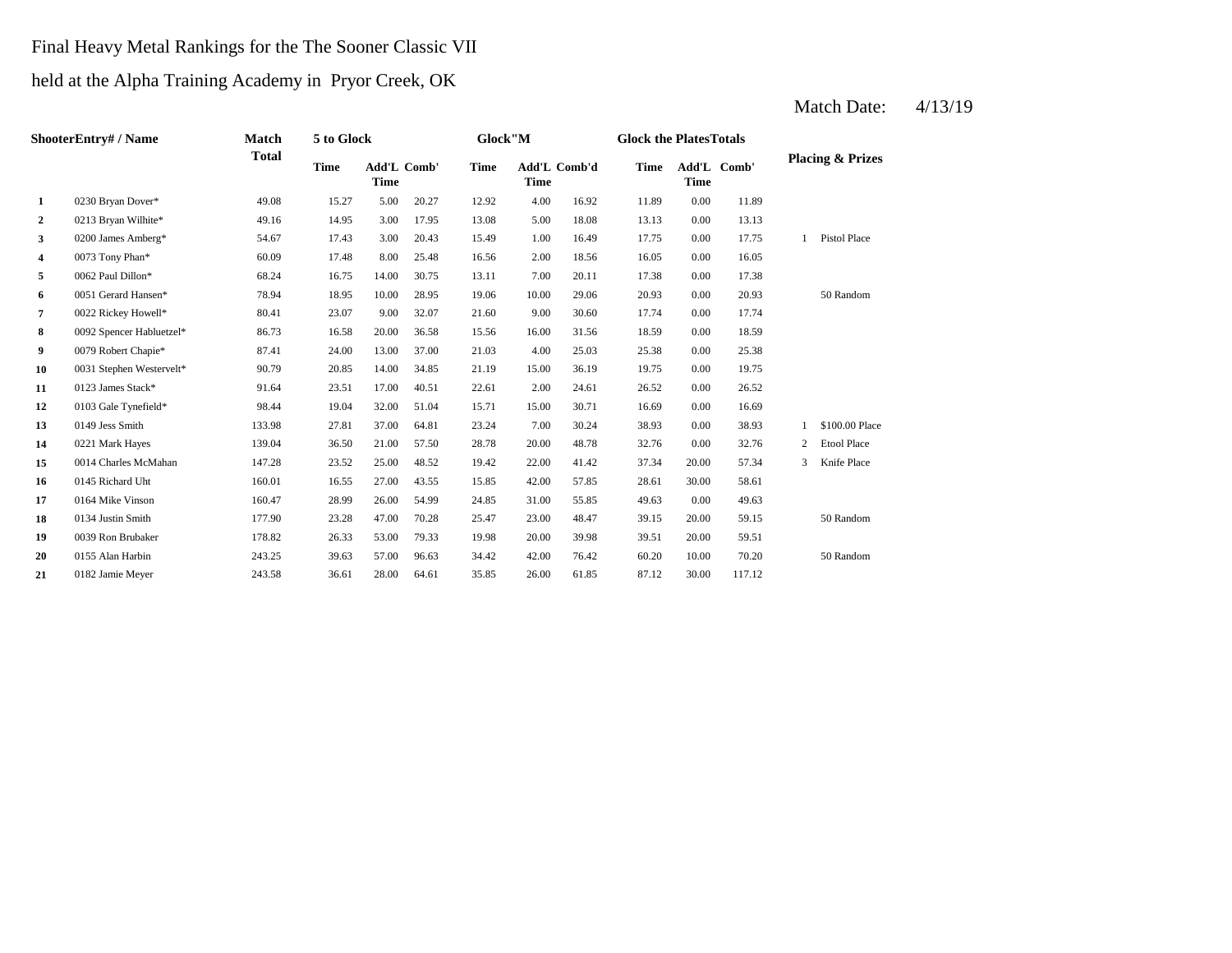Final Heavy Metal Rankings for the The Sooner Classic VII

held at the Alpha Training Academy in Pryor Creek, OK

Match Date: 4/13/19

| Shooter | Entry# / Name | Match Total | 5 to Glock Time | 5 to Glock Add'L Time | 5 to Glock Comb' | Glock"M Time | Glock"M Add'L Time | Glock"M Comb'd | Glock the Plates Time | Glock the Plates Add'L Time | Glock the Plates Comb' | Placing & Prizes | |
|---|---|---|---|---|---|---|---|---|---|---|---|---|---|
| 1 | 0230 Bryan Dover* | 49.08 | 15.27 | 5.00 | 20.27 | 12.92 | 4.00 | 16.92 | 11.89 | 0.00 | 11.89 | | |
| 2 | 0213 Bryan Wilhite* | 49.16 | 14.95 | 3.00 | 17.95 | 13.08 | 5.00 | 18.08 | 13.13 | 0.00 | 13.13 | | |
| 3 | 0200 James Amberg* | 54.67 | 17.43 | 3.00 | 20.43 | 15.49 | 1.00 | 16.49 | 17.75 | 0.00 | 17.75 | 1 | Pistol Place |
| 4 | 0073 Tony Phan* | 60.09 | 17.48 | 8.00 | 25.48 | 16.56 | 2.00 | 18.56 | 16.05 | 0.00 | 16.05 | | |
| 5 | 0062 Paul Dillon* | 68.24 | 16.75 | 14.00 | 30.75 | 13.11 | 7.00 | 20.11 | 17.38 | 0.00 | 17.38 | | |
| 6 | 0051 Gerard Hansen* | 78.94 | 18.95 | 10.00 | 28.95 | 19.06 | 10.00 | 29.06 | 20.93 | 0.00 | 20.93 | | 50 Random |
| 7 | 0022 Rickey Howell* | 80.41 | 23.07 | 9.00 | 32.07 | 21.60 | 9.00 | 30.60 | 17.74 | 0.00 | 17.74 | | |
| 8 | 0092 Spencer Habluetzel* | 86.73 | 16.58 | 20.00 | 36.58 | 15.56 | 16.00 | 31.56 | 18.59 | 0.00 | 18.59 | | |
| 9 | 0079 Robert Chapie* | 87.41 | 24.00 | 13.00 | 37.00 | 21.03 | 4.00 | 25.03 | 25.38 | 0.00 | 25.38 | | |
| 10 | 0031 Stephen Westervelt* | 90.79 | 20.85 | 14.00 | 34.85 | 21.19 | 15.00 | 36.19 | 19.75 | 0.00 | 19.75 | | |
| 11 | 0123 James Stack* | 91.64 | 23.51 | 17.00 | 40.51 | 22.61 | 2.00 | 24.61 | 26.52 | 0.00 | 26.52 | | |
| 12 | 0103 Gale Tynefield* | 98.44 | 19.04 | 32.00 | 51.04 | 15.71 | 15.00 | 30.71 | 16.69 | 0.00 | 16.69 | | |
| 13 | 0149 Jess Smith | 133.98 | 27.81 | 37.00 | 64.81 | 23.24 | 7.00 | 30.24 | 38.93 | 0.00 | 38.93 | 1 | $100.00 Place |
| 14 | 0221 Mark Hayes | 139.04 | 36.50 | 21.00 | 57.50 | 28.78 | 20.00 | 48.78 | 32.76 | 0.00 | 32.76 | 2 | Etool Place |
| 15 | 0014 Charles McMahan | 147.28 | 23.52 | 25.00 | 48.52 | 19.42 | 22.00 | 41.42 | 37.34 | 20.00 | 57.34 | 3 | Knife Place |
| 16 | 0145 Richard Uht | 160.01 | 16.55 | 27.00 | 43.55 | 15.85 | 42.00 | 57.85 | 28.61 | 30.00 | 58.61 | | |
| 17 | 0164 Mike Vinson | 160.47 | 28.99 | 26.00 | 54.99 | 24.85 | 31.00 | 55.85 | 49.63 | 0.00 | 49.63 | | |
| 18 | 0134 Justin Smith | 177.90 | 23.28 | 47.00 | 70.28 | 25.47 | 23.00 | 48.47 | 39.15 | 20.00 | 59.15 | | 50 Random |
| 19 | 0039 Ron Brubaker | 178.82 | 26.33 | 53.00 | 79.33 | 19.98 | 20.00 | 39.98 | 39.51 | 20.00 | 59.51 | | |
| 20 | 0155 Alan Harbin | 243.25 | 39.63 | 57.00 | 96.63 | 34.42 | 42.00 | 76.42 | 60.20 | 10.00 | 70.20 | | 50 Random |
| 21 | 0182 Jamie Meyer | 243.58 | 36.61 | 28.00 | 64.61 | 35.85 | 26.00 | 61.85 | 87.12 | 30.00 | 117.12 | | |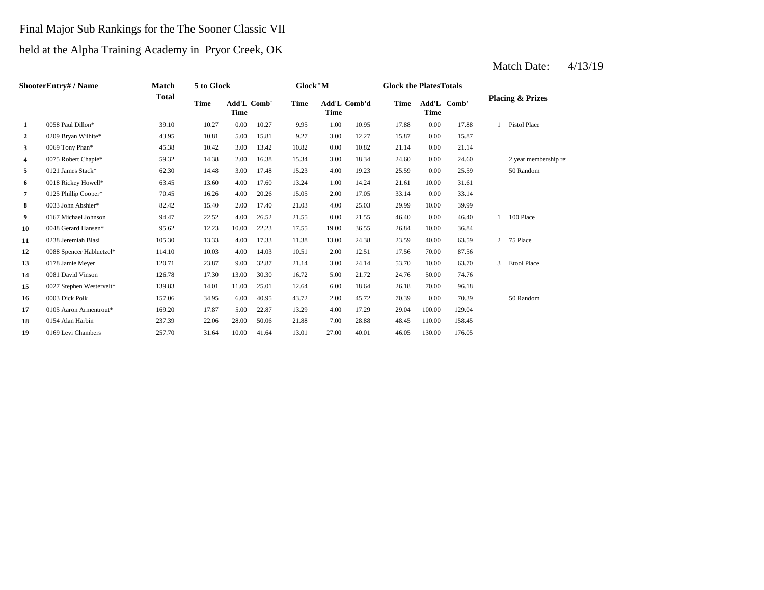Final Major Sub Rankings for the The Sooner Classic VII

held at the Alpha Training Academy in Pryor Creek, OK

Match Date: 4/13/19

| Shooter | Entry# / Name | Match Total | 5 to Glock | | | Glock"M | | | Glock the Plates | | | Placing & Prizes | |
|---|---|---|---|---|---|---|---|---|---|---|---|---|---|
| | | | Time | Add'L Time | Comb' | Time | Add'L Time | Comb'd | Time | Add'L Time | Comb' | | |
| 1 | 0058 Paul Dillon* | 39.10 | 10.27 | 0.00 | 10.27 | 9.95 | 1.00 | 10.95 | 17.88 | 0.00 | 17.88 | 1 | Pistol Place |
| 2 | 0209 Bryan Wilhite* | 43.95 | 10.81 | 5.00 | 15.81 | 9.27 | 3.00 | 12.27 | 15.87 | 0.00 | 15.87 | | |
| 3 | 0069 Tony Phan* | 45.38 | 10.42 | 3.00 | 13.42 | 10.82 | 0.00 | 10.82 | 21.14 | 0.00 | 21.14 | | |
| 4 | 0075 Robert Chapie* | 59.32 | 14.38 | 2.00 | 16.38 | 15.34 | 3.00 | 18.34 | 24.60 | 0.00 | 24.60 | | 2 year membership re |
| 5 | 0121 James Stack* | 62.30 | 14.48 | 3.00 | 17.48 | 15.23 | 4.00 | 19.23 | 25.59 | 0.00 | 25.59 | | 50 Random |
| 6 | 0018 Rickey Howell* | 63.45 | 13.60 | 4.00 | 17.60 | 13.24 | 1.00 | 14.24 | 21.61 | 10.00 | 31.61 | | |
| 7 | 0125 Phillip Cooper* | 70.45 | 16.26 | 4.00 | 20.26 | 15.05 | 2.00 | 17.05 | 33.14 | 0.00 | 33.14 | | |
| 8 | 0033 John Abshier* | 82.42 | 15.40 | 2.00 | 17.40 | 21.03 | 4.00 | 25.03 | 29.99 | 10.00 | 39.99 | | |
| 9 | 0167 Michael Johnson | 94.47 | 22.52 | 4.00 | 26.52 | 21.55 | 0.00 | 21.55 | 46.40 | 0.00 | 46.40 | 1 | 100 Place |
| 10 | 0048 Gerard Hansen* | 95.62 | 12.23 | 10.00 | 22.23 | 17.55 | 19.00 | 36.55 | 26.84 | 10.00 | 36.84 | | |
| 11 | 0238 Jeremiah Blasi | 105.30 | 13.33 | 4.00 | 17.33 | 11.38 | 13.00 | 24.38 | 23.59 | 40.00 | 63.59 | 2 | 75 Place |
| 12 | 0088 Spencer Habluetzel* | 114.10 | 10.03 | 4.00 | 14.03 | 10.51 | 2.00 | 12.51 | 17.56 | 70.00 | 87.56 | | |
| 13 | 0178 Jamie Meyer | 120.71 | 23.87 | 9.00 | 32.87 | 21.14 | 3.00 | 24.14 | 53.70 | 10.00 | 63.70 | 3 | Etool Place |
| 14 | 0081 David Vinson | 126.78 | 17.30 | 13.00 | 30.30 | 16.72 | 5.00 | 21.72 | 24.76 | 50.00 | 74.76 | | |
| 15 | 0027 Stephen Westervelt* | 139.83 | 14.01 | 11.00 | 25.01 | 12.64 | 6.00 | 18.64 | 26.18 | 70.00 | 96.18 | | |
| 16 | 0003 Dick Polk | 157.06 | 34.95 | 6.00 | 40.95 | 43.72 | 2.00 | 45.72 | 70.39 | 0.00 | 70.39 | | 50 Random |
| 17 | 0105 Aaron Armentrout* | 169.20 | 17.87 | 5.00 | 22.87 | 13.29 | 4.00 | 17.29 | 29.04 | 100.00 | 129.04 | | |
| 18 | 0154 Alan Harbin | 237.39 | 22.06 | 28.00 | 50.06 | 21.88 | 7.00 | 28.88 | 48.45 | 110.00 | 158.45 | | |
| 19 | 0169 Levi Chambers | 257.70 | 31.64 | 10.00 | 41.64 | 13.01 | 27.00 | 40.01 | 46.05 | 130.00 | 176.05 | | |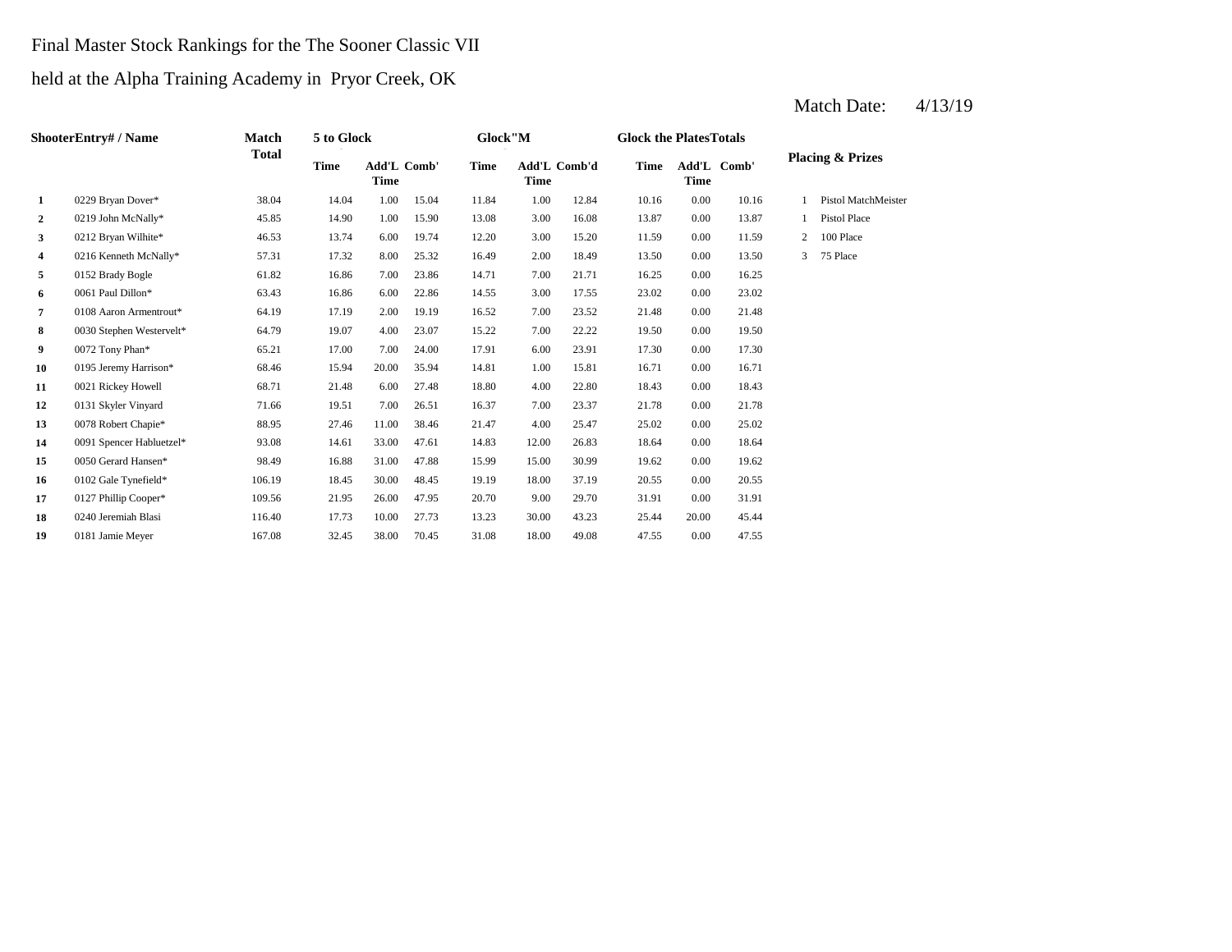Final Master Stock Rankings for the The Sooner Classic VII

held at the Alpha Training Academy in Pryor Creek, OK

Match Date: 4/13/19

| Shooter | Entry# / Name | Match Total | 5 to Glock | | | Glock"M | | | Glock the Plates | | | Placing & Prizes | |
|---|---|---|---|---|---|---|---|---|---|---|---|---|---|
| | | | Time | Add'L Time | Comb' | Time | Add'L Time | Comb'd | Time | Add'L Time | Comb' | | |
| 1 | 0229 Bryan Dover* | 38.04 | 14.04 | 1.00 | 15.04 | 11.84 | 1.00 | 12.84 | 10.16 | 0.00 | 10.16 | 1 | Pistol MatchMeister |
| 2 | 0219 John McNally* | 45.85 | 14.90 | 1.00 | 15.90 | 13.08 | 3.00 | 16.08 | 13.87 | 0.00 | 13.87 | 1 | Pistol Place |
| 3 | 0212 Bryan Wilhite* | 46.53 | 13.74 | 6.00 | 19.74 | 12.20 | 3.00 | 15.20 | 11.59 | 0.00 | 11.59 | 2 | 100 Place |
| 4 | 0216 Kenneth McNally* | 57.31 | 17.32 | 8.00 | 25.32 | 16.49 | 2.00 | 18.49 | 13.50 | 0.00 | 13.50 | 3 | 75 Place |
| 5 | 0152 Brady Bogle | 61.82 | 16.86 | 7.00 | 23.86 | 14.71 | 7.00 | 21.71 | 16.25 | 0.00 | 16.25 | | |
| 6 | 0061 Paul Dillon* | 63.43 | 16.86 | 6.00 | 22.86 | 14.55 | 3.00 | 17.55 | 23.02 | 0.00 | 23.02 | | |
| 7 | 0108 Aaron Armentrout* | 64.19 | 17.19 | 2.00 | 19.19 | 16.52 | 7.00 | 23.52 | 21.48 | 0.00 | 21.48 | | |
| 8 | 0030 Stephen Westervelt* | 64.79 | 19.07 | 4.00 | 23.07 | 15.22 | 7.00 | 22.22 | 19.50 | 0.00 | 19.50 | | |
| 9 | 0072 Tony Phan* | 65.21 | 17.00 | 7.00 | 24.00 | 17.91 | 6.00 | 23.91 | 17.30 | 0.00 | 17.30 | | |
| 10 | 0195 Jeremy Harrison* | 68.46 | 15.94 | 20.00 | 35.94 | 14.81 | 1.00 | 15.81 | 16.71 | 0.00 | 16.71 | | |
| 11 | 0021 Rickey Howell | 68.71 | 21.48 | 6.00 | 27.48 | 18.80 | 4.00 | 22.80 | 18.43 | 0.00 | 18.43 | | |
| 12 | 0131 Skyler Vinyard | 71.66 | 19.51 | 7.00 | 26.51 | 16.37 | 7.00 | 23.37 | 21.78 | 0.00 | 21.78 | | |
| 13 | 0078 Robert Chapie* | 88.95 | 27.46 | 11.00 | 38.46 | 21.47 | 4.00 | 25.47 | 25.02 | 0.00 | 25.02 | | |
| 14 | 0091 Spencer Habluetzel* | 93.08 | 14.61 | 33.00 | 47.61 | 14.83 | 12.00 | 26.83 | 18.64 | 0.00 | 18.64 | | |
| 15 | 0050 Gerard Hansen* | 98.49 | 16.88 | 31.00 | 47.88 | 15.99 | 15.00 | 30.99 | 19.62 | 0.00 | 19.62 | | |
| 16 | 0102 Gale Tynefield* | 106.19 | 18.45 | 30.00 | 48.45 | 19.19 | 18.00 | 37.19 | 20.55 | 0.00 | 20.55 | | |
| 17 | 0127 Phillip Cooper* | 109.56 | 21.95 | 26.00 | 47.95 | 20.70 | 9.00 | 29.70 | 31.91 | 0.00 | 31.91 | | |
| 18 | 0240 Jeremiah Blasi | 116.40 | 17.73 | 10.00 | 27.73 | 13.23 | 30.00 | 43.23 | 25.44 | 20.00 | 45.44 | | |
| 19 | 0181 Jamie Meyer | 167.08 | 32.45 | 38.00 | 70.45 | 31.08 | 18.00 | 49.08 | 47.55 | 0.00 | 47.55 | | |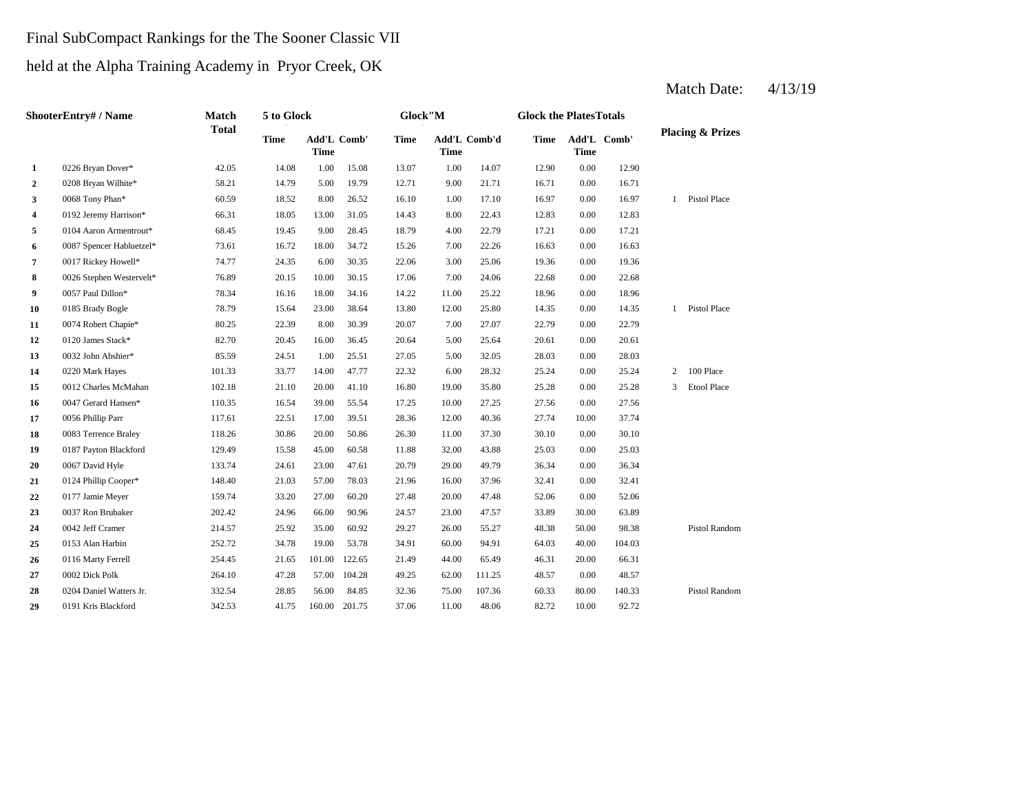Final SubCompact Rankings for the The Sooner Classic VII

held at the Alpha Training Academy in Pryor Creek, OK

Match Date: 4/13/19

| Shooter | Entry# / Name | Match Total | 5 to Glock | | | Glock"M | | | Glock the Plates | | | Totals | Placing & Prizes |
|---|---|---|---|---|---|---|---|---|---|---|---|---|---|
| | | | Time | Add'L Time | Comb' | Time | Add'L Time | Comb'd | Time | Add'L Time | Comb' | | |
| 1 | 0226 Bryan Dover* | 42.05 | 14.08 | 1.00 | 15.08 | 13.07 | 1.00 | 14.07 | 12.90 | 0.00 | 12.90 | | |
| 2 | 0208 Bryan Wilhite* | 58.21 | 14.79 | 5.00 | 19.79 | 12.71 | 9.00 | 21.71 | 16.71 | 0.00 | 16.71 | | |
| 3 | 0068 Tony Phan* | 60.59 | 18.52 | 8.00 | 26.52 | 16.10 | 1.00 | 17.10 | 16.97 | 0.00 | 16.97 | | 1 Pistol Place |
| 4 | 0192 Jeremy Harrison* | 66.31 | 18.05 | 13.00 | 31.05 | 14.43 | 8.00 | 22.43 | 12.83 | 0.00 | 12.83 | | |
| 5 | 0104 Aaron Armentrout* | 68.45 | 19.45 | 9.00 | 28.45 | 18.79 | 4.00 | 22.79 | 17.21 | 0.00 | 17.21 | | |
| 6 | 0087 Spencer Habluetzel* | 73.61 | 16.72 | 18.00 | 34.72 | 15.26 | 7.00 | 22.26 | 16.63 | 0.00 | 16.63 | | |
| 7 | 0017 Rickey Howell* | 74.77 | 24.35 | 6.00 | 30.35 | 22.06 | 3.00 | 25.06 | 19.36 | 0.00 | 19.36 | | |
| 8 | 0026 Stephen Westervelt* | 76.89 | 20.15 | 10.00 | 30.15 | 17.06 | 7.00 | 24.06 | 22.68 | 0.00 | 22.68 | | |
| 9 | 0057 Paul Dillon* | 78.34 | 16.16 | 18.00 | 34.16 | 14.22 | 11.00 | 25.22 | 18.96 | 0.00 | 18.96 | | |
| 10 | 0185 Brady Bogle | 78.79 | 15.64 | 23.00 | 38.64 | 13.80 | 12.00 | 25.80 | 14.35 | 0.00 | 14.35 | | 1 Pistol Place |
| 11 | 0074 Robert Chapie* | 80.25 | 22.39 | 8.00 | 30.39 | 20.07 | 7.00 | 27.07 | 22.79 | 0.00 | 22.79 | | |
| 12 | 0120 James Stack* | 82.70 | 20.45 | 16.00 | 36.45 | 20.64 | 5.00 | 25.64 | 20.61 | 0.00 | 20.61 | | |
| 13 | 0032 John Abshier* | 85.59 | 24.51 | 1.00 | 25.51 | 27.05 | 5.00 | 32.05 | 28.03 | 0.00 | 28.03 | | |
| 14 | 0220 Mark Hayes | 101.33 | 33.77 | 14.00 | 47.77 | 22.32 | 6.00 | 28.32 | 25.24 | 0.00 | 25.24 | | 2 100 Place |
| 15 | 0012 Charles McMahan | 102.18 | 21.10 | 20.00 | 41.10 | 16.80 | 19.00 | 35.80 | 25.28 | 0.00 | 25.28 | | 3 Etool Place |
| 16 | 0047 Gerard Hansen* | 110.35 | 16.54 | 39.00 | 55.54 | 17.25 | 10.00 | 27.25 | 27.56 | 0.00 | 27.56 | | |
| 17 | 0056 Phillip Parr | 117.61 | 22.51 | 17.00 | 39.51 | 28.36 | 12.00 | 40.36 | 27.74 | 10.00 | 37.74 | | |
| 18 | 0083 Terrence Braley | 118.26 | 30.86 | 20.00 | 50.86 | 26.30 | 11.00 | 37.30 | 30.10 | 0.00 | 30.10 | | |
| 19 | 0187 Payton Blackford | 129.49 | 15.58 | 45.00 | 60.58 | 11.88 | 32.00 | 43.88 | 25.03 | 0.00 | 25.03 | | |
| 20 | 0067 David Hyle | 133.74 | 24.61 | 23.00 | 47.61 | 20.79 | 29.00 | 49.79 | 36.34 | 0.00 | 36.34 | | |
| 21 | 0124 Phillip Cooper* | 148.40 | 21.03 | 57.00 | 78.03 | 21.96 | 16.00 | 37.96 | 32.41 | 0.00 | 32.41 | | |
| 22 | 0177 Jamie Meyer | 159.74 | 33.20 | 27.00 | 60.20 | 27.48 | 20.00 | 47.48 | 52.06 | 0.00 | 52.06 | | |
| 23 | 0037 Ron Brubaker | 202.42 | 24.96 | 66.00 | 90.96 | 24.57 | 23.00 | 47.57 | 33.89 | 30.00 | 63.89 | | |
| 24 | 0042 Jeff Cramer | 214.57 | 25.92 | 35.00 | 60.92 | 29.27 | 26.00 | 55.27 | 48.38 | 50.00 | 98.38 | | Pistol Random |
| 25 | 0153 Alan Harbin | 252.72 | 34.78 | 19.00 | 53.78 | 34.91 | 60.00 | 94.91 | 64.03 | 40.00 | 104.03 | | |
| 26 | 0116 Marty Ferrell | 254.45 | 21.65 | 101.00 | 122.65 | 21.49 | 44.00 | 65.49 | 46.31 | 20.00 | 66.31 | | |
| 27 | 0002 Dick Polk | 264.10 | 47.28 | 57.00 | 104.28 | 49.25 | 62.00 | 111.25 | 48.57 | 0.00 | 48.57 | | |
| 28 | 0204 Daniel Watters Jr. | 332.54 | 28.85 | 56.00 | 84.85 | 32.36 | 75.00 | 107.36 | 60.33 | 80.00 | 140.33 | | Pistol Random |
| 29 | 0191 Kris Blackford | 342.53 | 41.75 | 160.00 | 201.75 | 37.06 | 11.00 | 48.06 | 82.72 | 10.00 | 92.72 | | |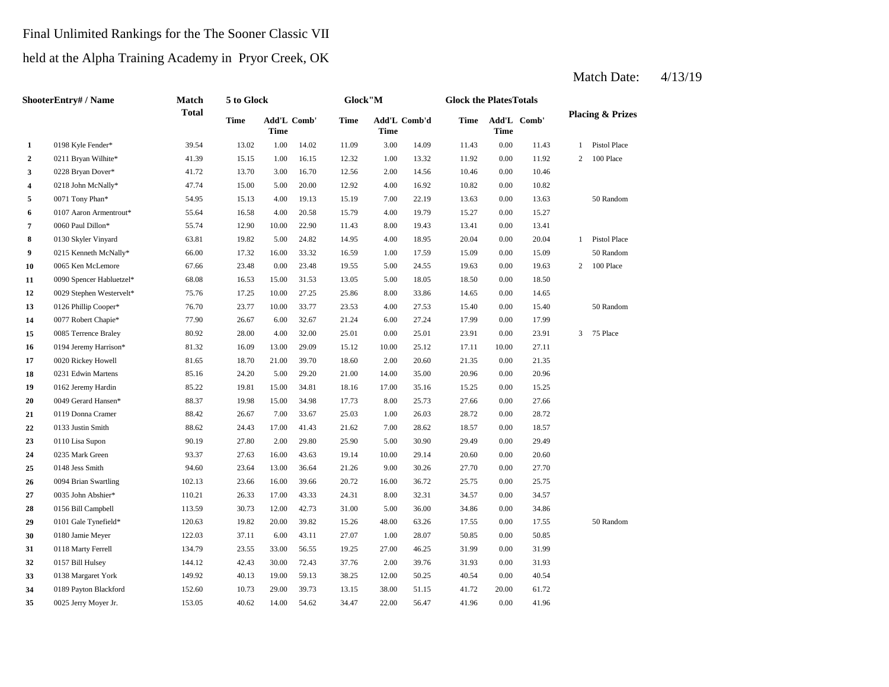Final Unlimited Rankings for the The Sooner Classic VII

held at the Alpha Training Academy in Pryor Creek, OK

Match Date: 4/13/19

| Shooter | Entry# / Name | Match Total | 5 to Glock | | | Glock"M | | | Glock the Plates | | | Totals | Placing & Prizes | |
|---|---|---|---|---|---|---|---|---|---|---|---|---|---|---|
| | | | Time | Add'L Time | Comb' | Time | Add'L Time | Comb'd | Time | Add'L Time | Comb' | | | |
| 1 | 0198 Kyle Fender* | 39.54 | 13.02 | 1.00 | 14.02 | 11.09 | 3.00 | 14.09 | 11.43 | 0.00 | 11.43 | | 1 | Pistol Place |
| 2 | 0211 Bryan Wilhite* | 41.39 | 15.15 | 1.00 | 16.15 | 12.32 | 1.00 | 13.32 | 11.92 | 0.00 | 11.92 | | 2 | 100 Place |
| 3 | 0228 Bryan Dover* | 41.72 | 13.70 | 3.00 | 16.70 | 12.56 | 2.00 | 14.56 | 10.46 | 0.00 | 10.46 | | | |
| 4 | 0218 John McNally* | 47.74 | 15.00 | 5.00 | 20.00 | 12.92 | 4.00 | 16.92 | 10.82 | 0.00 | 10.82 | | | |
| 5 | 0071 Tony Phan* | 54.95 | 15.13 | 4.00 | 19.13 | 15.19 | 7.00 | 22.19 | 13.63 | 0.00 | 13.63 | | | 50 Random |
| 6 | 0107 Aaron Armentrout* | 55.64 | 16.58 | 4.00 | 20.58 | 15.79 | 4.00 | 19.79 | 15.27 | 0.00 | 15.27 | | | |
| 7 | 0060 Paul Dillon* | 55.74 | 12.90 | 10.00 | 22.90 | 11.43 | 8.00 | 19.43 | 13.41 | 0.00 | 13.41 | | | |
| 8 | 0130 Skyler Vinyard | 63.81 | 19.82 | 5.00 | 24.82 | 14.95 | 4.00 | 18.95 | 20.04 | 0.00 | 20.04 | | 1 | Pistol Place |
| 9 | 0215 Kenneth McNally* | 66.00 | 17.32 | 16.00 | 33.32 | 16.59 | 1.00 | 17.59 | 15.09 | 0.00 | 15.09 | | | 50 Random |
| 10 | 0065 Ken McLemore | 67.66 | 23.48 | 0.00 | 23.48 | 19.55 | 5.00 | 24.55 | 19.63 | 0.00 | 19.63 | | 2 | 100 Place |
| 11 | 0090 Spencer Habluetzel* | 68.08 | 16.53 | 15.00 | 31.53 | 13.05 | 5.00 | 18.05 | 18.50 | 0.00 | 18.50 | | | |
| 12 | 0029 Stephen Westervelt* | 75.76 | 17.25 | 10.00 | 27.25 | 25.86 | 8.00 | 33.86 | 14.65 | 0.00 | 14.65 | | | |
| 13 | 0126 Phillip Cooper* | 76.70 | 23.77 | 10.00 | 33.77 | 23.53 | 4.00 | 27.53 | 15.40 | 0.00 | 15.40 | | | 50 Random |
| 14 | 0077 Robert Chapie* | 77.90 | 26.67 | 6.00 | 32.67 | 21.24 | 6.00 | 27.24 | 17.99 | 0.00 | 17.99 | | | |
| 15 | 0085 Terrence Braley | 80.92 | 28.00 | 4.00 | 32.00 | 25.01 | 0.00 | 25.01 | 23.91 | 0.00 | 23.91 | | 3 | 75 Place |
| 16 | 0194 Jeremy Harrison* | 81.32 | 16.09 | 13.00 | 29.09 | 15.12 | 10.00 | 25.12 | 17.11 | 10.00 | 27.11 | | | |
| 17 | 0020 Rickey Howell | 81.65 | 18.70 | 21.00 | 39.70 | 18.60 | 2.00 | 20.60 | 21.35 | 0.00 | 21.35 | | | |
| 18 | 0231 Edwin Martens | 85.16 | 24.20 | 5.00 | 29.20 | 21.00 | 14.00 | 35.00 | 20.96 | 0.00 | 20.96 | | | |
| 19 | 0162 Jeremy Hardin | 85.22 | 19.81 | 15.00 | 34.81 | 18.16 | 17.00 | 35.16 | 15.25 | 0.00 | 15.25 | | | |
| 20 | 0049 Gerard Hansen* | 88.37 | 19.98 | 15.00 | 34.98 | 17.73 | 8.00 | 25.73 | 27.66 | 0.00 | 27.66 | | | |
| 21 | 0119 Donna Cramer | 88.42 | 26.67 | 7.00 | 33.67 | 25.03 | 1.00 | 26.03 | 28.72 | 0.00 | 28.72 | | | |
| 22 | 0133 Justin Smith | 88.62 | 24.43 | 17.00 | 41.43 | 21.62 | 7.00 | 28.62 | 18.57 | 0.00 | 18.57 | | | |
| 23 | 0110 Lisa Supon | 90.19 | 27.80 | 2.00 | 29.80 | 25.90 | 5.00 | 30.90 | 29.49 | 0.00 | 29.49 | | | |
| 24 | 0235 Mark Green | 93.37 | 27.63 | 16.00 | 43.63 | 19.14 | 10.00 | 29.14 | 20.60 | 0.00 | 20.60 | | | |
| 25 | 0148 Jess Smith | 94.60 | 23.64 | 13.00 | 36.64 | 21.26 | 9.00 | 30.26 | 27.70 | 0.00 | 27.70 | | | |
| 26 | 0094 Brian Swartling | 102.13 | 23.66 | 16.00 | 39.66 | 20.72 | 16.00 | 36.72 | 25.75 | 0.00 | 25.75 | | | |
| 27 | 0035 John Abshier* | 110.21 | 26.33 | 17.00 | 43.33 | 24.31 | 8.00 | 32.31 | 34.57 | 0.00 | 34.57 | | | |
| 28 | 0156 Bill Campbell | 113.59 | 30.73 | 12.00 | 42.73 | 31.00 | 5.00 | 36.00 | 34.86 | 0.00 | 34.86 | | | |
| 29 | 0101 Gale Tynefield* | 120.63 | 19.82 | 20.00 | 39.82 | 15.26 | 48.00 | 63.26 | 17.55 | 0.00 | 17.55 | | | 50 Random |
| 30 | 0180 Jamie Meyer | 122.03 | 37.11 | 6.00 | 43.11 | 27.07 | 1.00 | 28.07 | 50.85 | 0.00 | 50.85 | | | |
| 31 | 0118 Marty Ferrell | 134.79 | 23.55 | 33.00 | 56.55 | 19.25 | 27.00 | 46.25 | 31.99 | 0.00 | 31.99 | | | |
| 32 | 0157 Bill Hulsey | 144.12 | 42.43 | 30.00 | 72.43 | 37.76 | 2.00 | 39.76 | 31.93 | 0.00 | 31.93 | | | |
| 33 | 0138 Margaret York | 149.92 | 40.13 | 19.00 | 59.13 | 38.25 | 12.00 | 50.25 | 40.54 | 0.00 | 40.54 | | | |
| 34 | 0189 Payton Blackford | 152.60 | 10.73 | 29.00 | 39.73 | 13.15 | 38.00 | 51.15 | 41.72 | 20.00 | 61.72 | | | |
| 35 | 0025 Jerry Moyer Jr. | 153.05 | 40.62 | 14.00 | 54.62 | 34.47 | 22.00 | 56.47 | 41.96 | 0.00 | 41.96 | | | |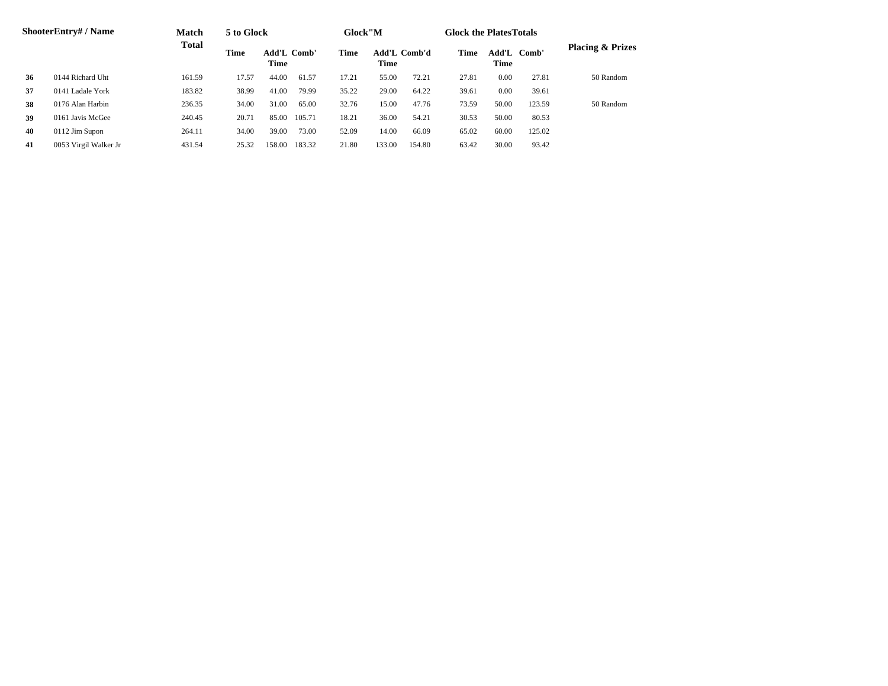| Shooter | Entry# / Name | Match Total | 5 to Glock | | | Glock"M | | | Glock the Plates | | | Placing & Prizes |
|---|---|---|---|---|---|---|---|---|---|---|---|---|
| | | | Time | Add'L Time | Comb' | Time | Add'L Time | Comb'd | Time | Add'L Time | Comb' | |
| 36 | 0144 Richard Uht | 161.59 | 17.57 | 44.00 | 61.57 | 17.21 | 55.00 | 72.21 | 27.81 | 0.00 | 27.81 | 50 Random |
| 37 | 0141 Ladale York | 183.82 | 38.99 | 41.00 | 79.99 | 35.22 | 29.00 | 64.22 | 39.61 | 0.00 | 39.61 | |
| 38 | 0176 Alan Harbin | 236.35 | 34.00 | 31.00 | 65.00 | 32.76 | 15.00 | 47.76 | 73.59 | 50.00 | 123.59 | 50 Random |
| 39 | 0161 Javis McGee | 240.45 | 20.71 | 85.00 | 105.71 | 18.21 | 36.00 | 54.21 | 30.53 | 50.00 | 80.53 | |
| 40 | 0112 Jim Supon | 264.11 | 34.00 | 39.00 | 73.00 | 52.09 | 14.00 | 66.09 | 65.02 | 60.00 | 125.02 | |
| 41 | 0053 Virgil Walker Jr | 431.54 | 25.32 | 158.00 | 183.32 | 21.80 | 133.00 | 154.80 | 63.42 | 30.00 | 93.42 | |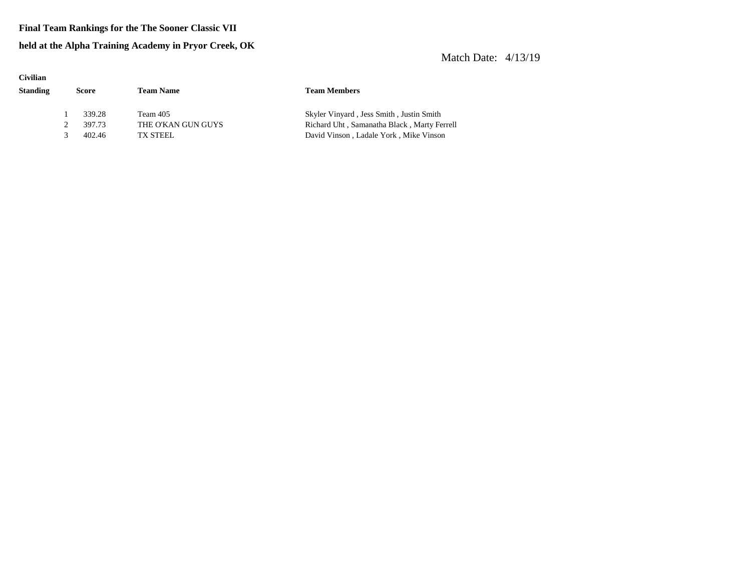**Final Team Rankings for the The Sooner Classic VII**

**held at the Alpha Training Academy in Pryor Creek, OK**

Match Date: 4/13/19

**Civilian**

| Standing | Score | Team Name | Team Members |
|---|---|---|---|
| 1 | 339.28 | Team 405 | Skyler Vinyard , Jess Smith , Justin Smith |
| 2 | 397.73 | THE O'KAN GUN GUYS | Richard Uht , Samanatha Black , Marty Ferrell |
| 3 | 402.46 | TX STEEL | David Vinson , Ladale York , Mike Vinson |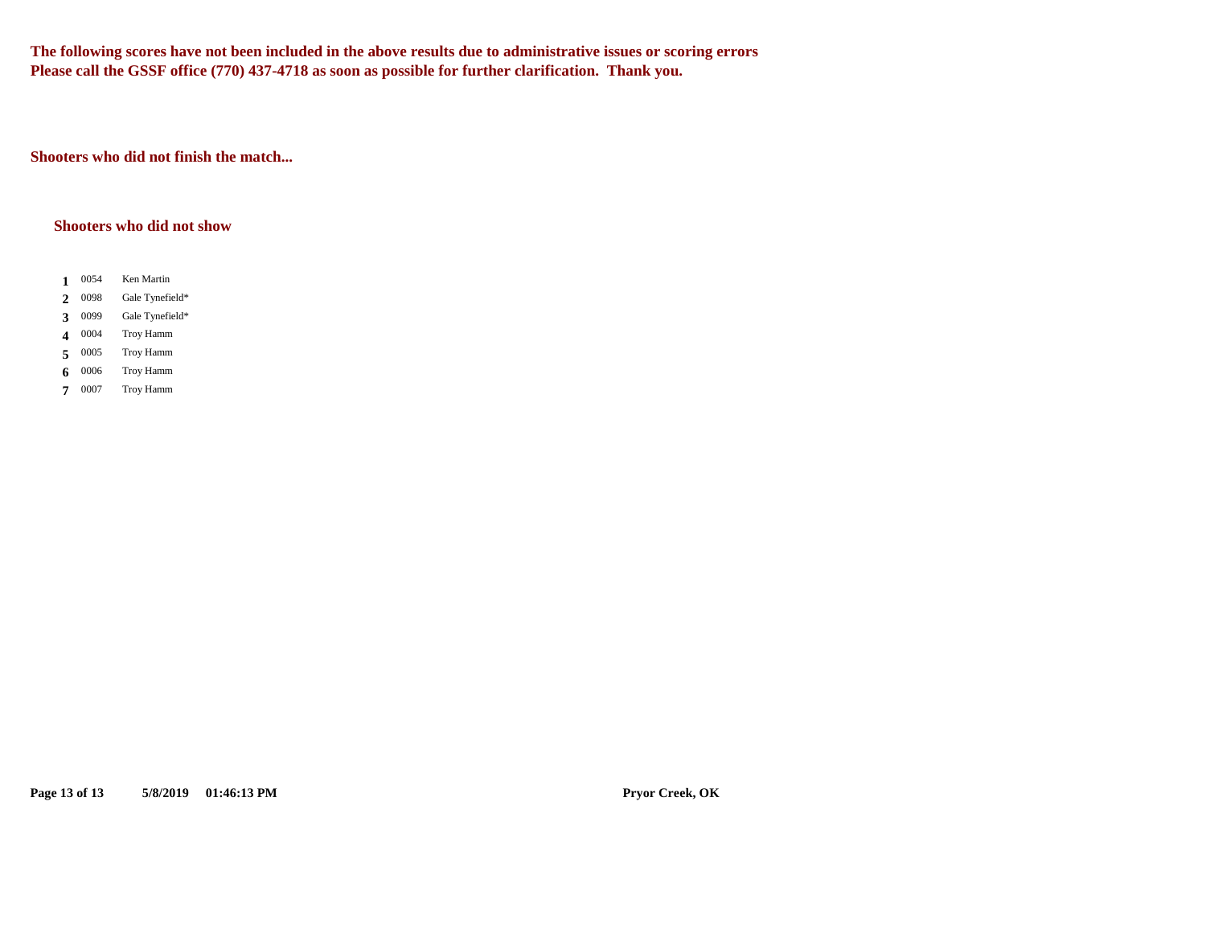**The following scores have not been included in the above results due to administrative issues or scoring errors**
**Please call the GSSF office (770) 437-4718 as soon as possible for further clarification.  Thank you.**

**Shooters who did not finish the match...**

**Shooters who did not show**

| | | |
|---|---|---|
| **1** | 0054 | Ken Martin |
| **2** | 0098 | Gale Tynefield* |
| **3** | 0099 | Gale Tynefield* |
| **4** | 0004 | Troy Hamm |
| **5** | 0005 | Troy Hamm |
| **6** | 0006 | Troy Hamm |
| **7** | 0007 | Troy Hamm |